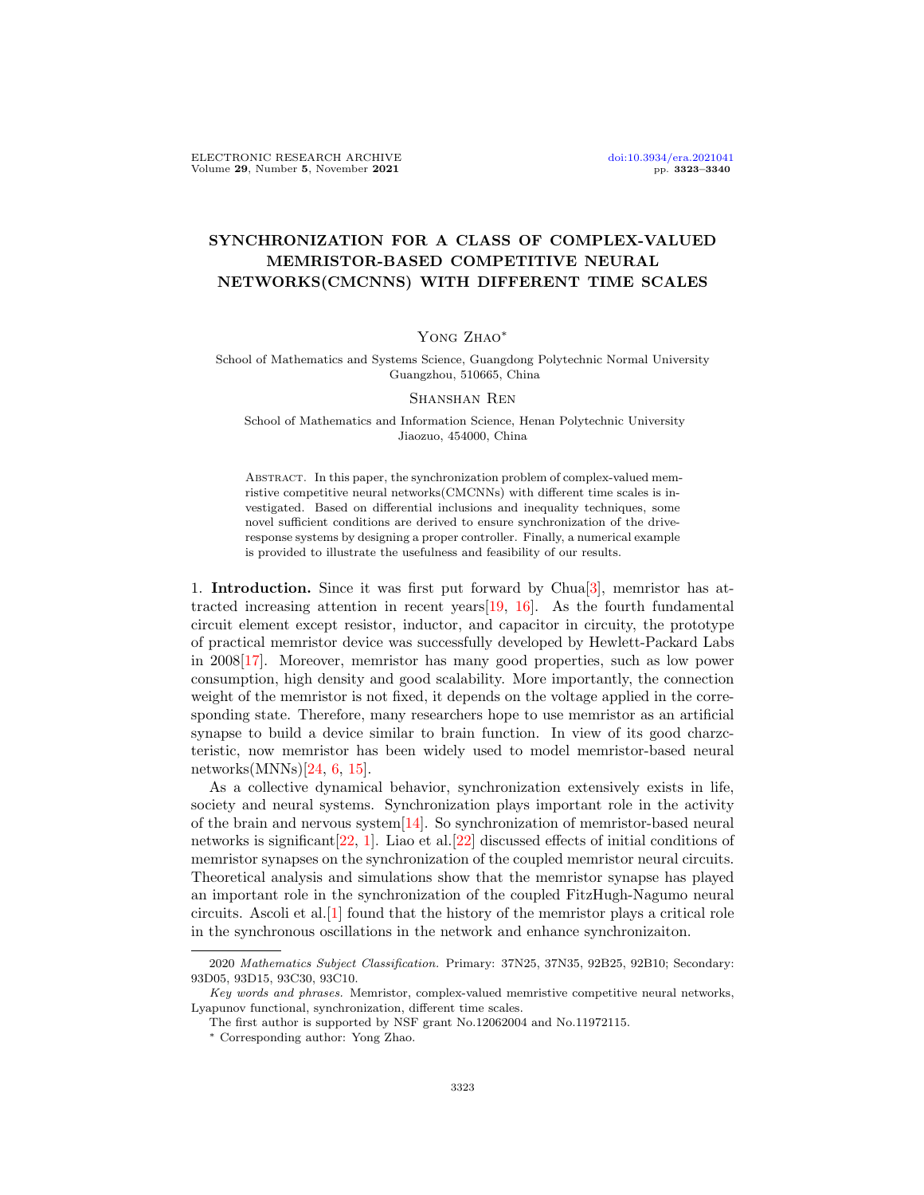# SYNCHRONIZATION FOR A CLASS OF COMPLEX-VALUED MEMRISTOR-BASED COMPETITIVE NEURAL NETWORKS(CMCNNS) WITH DIFFERENT TIME SCALES

Yong Zhao*

School of Mathematics and Systems Science, Guangdong Polytechnic Normal University
Guangzhou, 510665, China

Shanshan Ren

School of Mathematics and Information Science, Henan Polytechnic University
Jiaozuo, 454000, China

Abstract. In this paper, the synchronization problem of complex-valued memristive competitive neural networks(CMCNNs) with different time scales is investigated. Based on differential inclusions and inequality techniques, some novel sufficient conditions are derived to ensure synchronization of the drive-response systems by designing a proper controller. Finally, a numerical example is provided to illustrate the usefulness and feasibility of our results.

1. **Introduction.** Since it was first put forward by Chua[3], memristor has attracted increasing attention in recent years[19, 16]. As the fourth fundamental circuit element except resistor, inductor, and capacitor in circuity, the prototype of practical memristor device was successfully developed by Hewlett-Packard Labs in 2008[17]. Moreover, memristor has many good properties, such as low power consumption, high density and good scalability. More importantly, the connection weight of the memristor is not fixed, it depends on the voltage applied in the corresponding state. Therefore, many researchers hope to use memristor as an artificial synapse to build a device similar to brain function. In view of its good charzcteristic, now memristor has been widely used to model memristor-based neural networks(MNNs)[24, 6, 15].

As a collective dynamical behavior, synchronization extensively exists in life, society and neural systems. Synchronization plays important role in the activity of the brain and nervous system[14]. So synchronization of memristor-based neural networks is significant[22, 1]. Liao et al.[22] discussed effects of initial conditions of memristor synapses on the synchronization of the coupled memristor neural circuits. Theoretical analysis and simulations show that the memristor synapse has played an important role in the synchronization of the coupled FitzHugh-Nagumo neural circuits. Ascoli et al.[1] found that the history of the memristor plays a critical role in the synchronous oscillations in the network and enhance synchronizaiton.

---

2020 *Mathematics Subject Classification.* Primary: 37N25, 37N35, 92B25, 92B10; Secondary: 93D05, 93D15, 93C30, 93C10.

*Key words and phrases.* Memristor, complex-valued memristive competitive neural networks, Lyapunov functional, synchronization, different time scales.

The first author is supported by NSF grant No.12062004 and No.11972115.

* Corresponding author: Yong Zhao.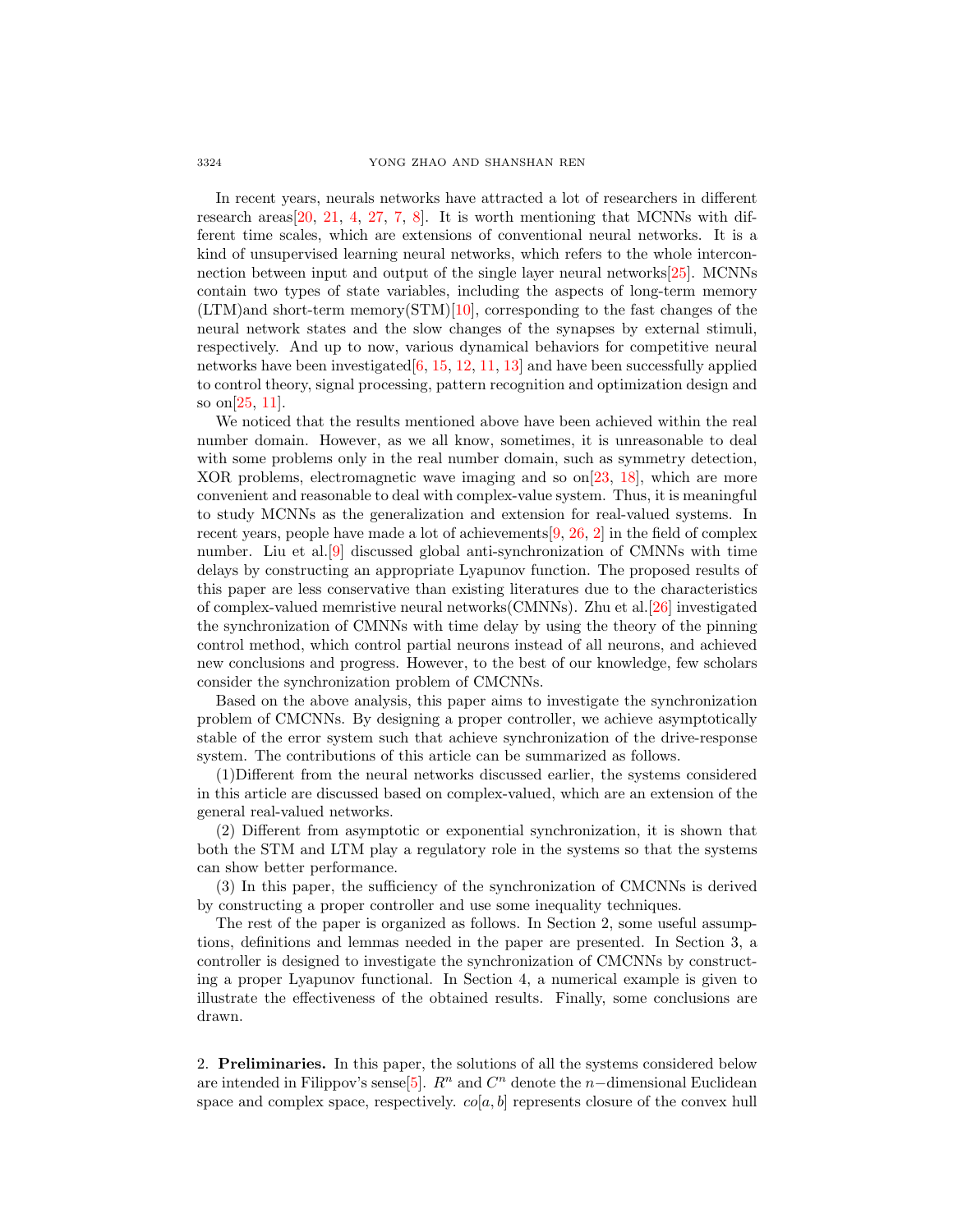In recent years, neurals networks have attracted a lot of researchers in different research areas[20, 21, 4, 27, 7, 8]. It is worth mentioning that MCNNs with different time scales, which are extensions of conventional neural networks. It is a kind of unsupervised learning neural networks, which refers to the whole interconnection between input and output of the single layer neural networks[25]. MCNNs contain two types of state variables, including the aspects of long-term memory (LTM)and short-term memory(STM)[10], corresponding to the fast changes of the neural network states and the slow changes of the synapses by external stimuli, respectively. And up to now, various dynamical behaviors for competitive neural networks have been investigated[6, 15, 12, 11, 13] and have been successfully applied to control theory, signal processing, pattern recognition and optimization design and so on[25, 11].

We noticed that the results mentioned above have been achieved within the real number domain. However, as we all know, sometimes, it is unreasonable to deal with some problems only in the real number domain, such as symmetry detection, XOR problems, electromagnetic wave imaging and so on[23, 18], which are more convenient and reasonable to deal with complex-value system. Thus, it is meaningful to study MCNNs as the generalization and extension for real-valued systems. In recent years, people have made a lot of achievements[9, 26, 2] in the field of complex number. Liu et al.[9] discussed global anti-synchronization of CMNNs with time delays by constructing an appropriate Lyapunov function. The proposed results of this paper are less conservative than existing literatures due to the characteristics of complex-valued memristive neural networks(CMNNs). Zhu et al.[26] investigated the synchronization of CMNNs with time delay by using the theory of the pinning control method, which control partial neurons instead of all neurons, and achieved new conclusions and progress. However, to the best of our knowledge, few scholars consider the synchronization problem of CMCNNs.

Based on the above analysis, this paper aims to investigate the synchronization problem of CMCNNs. By designing a proper controller, we achieve asymptotically stable of the error system such that achieve synchronization of the drive-response system. The contributions of this article can be summarized as follows.

(1)Different from the neural networks discussed earlier, the systems considered in this article are discussed based on complex-valued, which are an extension of the general real-valued networks.

(2) Different from asymptotic or exponential synchronization, it is shown that both the STM and LTM play a regulatory role in the systems so that the systems can show better performance.

(3) In this paper, the sufficiency of the synchronization of CMCNNs is derived by constructing a proper controller and use some inequality techniques.

The rest of the paper is organized as follows. In Section 2, some useful assumptions, definitions and lemmas needed in the paper are presented. In Section 3, a controller is designed to investigate the synchronization of CMCNNs by constructing a proper Lyapunov functional. In Section 4, a numerical example is given to illustrate the effectiveness of the obtained results. Finally, some conclusions are drawn.

## 2. Preliminaries.

In this paper, the solutions of all the systems considered below are intended in Filippov's sense[5]. $R^n$ and $C^n$ denote the $n-$dimensional Euclidean space and complex space, respectively. $co[a, b]$ represents closure of the convex hull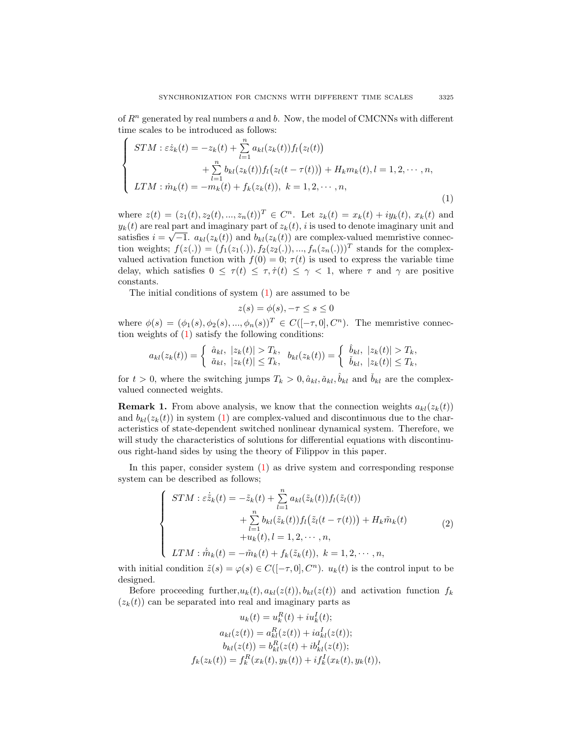of $R^n$ generated by real numbers $a$ and $b$. Now, the model of CMCNNs with different time scales to be introduced as follows:

$$
\begin{cases}
STM: \varepsilon \dot{z}_k(t) = -z_k(t) + \sum\limits_{l=1}^{n} a_{kl}(z_k(t)) f_l\big(z_l(t)\big) \\
\qquad\qquad\qquad + \sum\limits_{l=1}^{n} b_{kl}(z_k(t)) f_l\big(z_l(t-\tau(t))\big) + H_k m_k(t), l = 1, 2, \cdots, n, \\
LTM: \dot{m}_k(t) = -m_k(t) + f_k(z_k(t)), \ k = 1, 2, \cdots, n,
\end{cases}
\tag{1}
$$

where $z(t) = (z_1(t), z_2(t), ..., z_n(t))^T \in C^n$. Let $z_k(t) = x_k(t) + iy_k(t)$, $x_k(t)$ and $y_k(t)$ are real part and imaginary part of $z_k(t)$, $i$ is used to denote imaginary unit and satisfies $i = \sqrt{-1}$. $a_{kl}(z_k(t))$ and $b_{kl}(z_k(t))$ are complex-valued memristive connection weights; $f(z(.)) = (f_1(z_1(.)), f_2(z_2(.)), ..., f_n(z_n(.)))^T$ stands for the complex-valued activation function with $f(0) = 0$; $\tau(t)$ is used to express the variable time delay, which satisfies $0 \le \tau(t) \le \tau, \dot{\tau}(t) \le \gamma < 1$, where $\tau$ and $\gamma$ are positive constants.

The initial conditions of system (1) are assumed to be

$$z(s) = \phi(s), -\tau \le s \le 0$$

where $\phi(s) = (\phi_1(s), \phi_2(s), ..., \phi_n(s))^T \in C([-\tau, 0], C^n)$. The memristive connection weights of (1) satisfy the following conditions:

$$
a_{kl}(z_k(t)) = \begin{cases} \hat{a}_{kl}, \ |z_k(t)| > T_k, \\ \check{a}_{kl}, \ |z_k(t)| \le T_k, \end{cases} \quad b_{kl}(z_k(t)) = \begin{cases} \hat{b}_{kl}, \ |z_k(t)| > T_k, \\ \check{b}_{kl}, \ |z_k(t)| \le T_k, \end{cases}
$$

for $t > 0$, where the switching jumps $T_k > 0, \hat{a}_{kl}, \check{a}_{kl}, \hat{b}_{kl}$ and $\check{b}_{kl}$ are the complex-valued connected weights.

**Remark 1.** From above analysis, we know that the connection weights $a_{kl}(z_k(t))$ and $b_{kl}(z_k(t))$ in system (1) are complex-valued and discontinuous due to the characteristics of state-dependent switched nonlinear dynamical system. Therefore, we will study the characteristics of solutions for differential equations with discontinuous right-hand sides by using the theory of Filippov in this paper.

In this paper, consider system (1) as drive system and corresponding response system can be described as follows;

$$
\begin{cases}
STM: \varepsilon \dot{\tilde{z}}_k(t) = -\tilde{z}_k(t) + \sum\limits_{l=1}^{n} a_{kl}(\tilde{z}_k(t)) f_l(\tilde{z}_l(t)) \\
\qquad\qquad\qquad + \sum\limits_{l=1}^{n} b_{kl}(\tilde{z}_k(t)) f_l\big(\tilde{z}_l(t-\tau(t))\big) + H_k \tilde{m}_k(t) \\
\qquad\qquad\qquad + u_k(t), l = 1, 2, \cdots, n, \\
LTM: \dot{\tilde{m}}_k(t) = -\tilde{m}_k(t) + f_k(\tilde{z}_k(t)), \ k = 1, 2, \cdots, n,
\end{cases}
\tag{2}
$$

with initial condition $\tilde{z}(s) = \varphi(s) \in C([-\tau, 0], C^n)$. $u_k(t)$ is the control input to be designed.

Before proceeding further, $u_k(t), a_{kl}(z(t)), b_{kl}(z(t))$ and activation function $f_k(z_k(t))$ can be separated into real and imaginary parts as

$$u_k(t) = u_k^R(t) + iu_k^I(t);$$

$$a_{kl}(z(t)) = a_{kl}^R(z(t)) + ia_{kl}^I(z(t));$$

$$b_{kl}(z(t)) = b_{kl}^R(z(t) + ib_{kl}^I(z(t));$$

$$f_k(z_k(t)) = f_k^R(x_k(t), y_k(t)) + if_k^I(x_k(t), y_k(t)),$$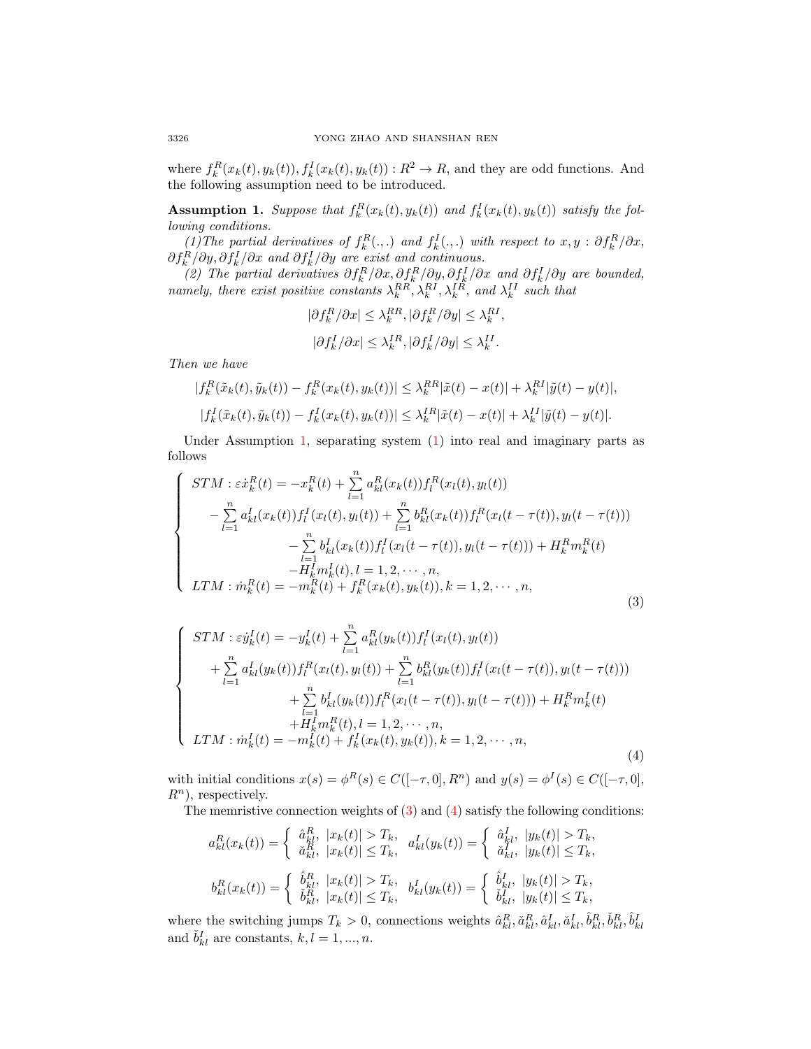where $f_k^R(x_k(t), y_k(t)), f_k^I(x_k(t), y_k(t)) : R^2 \to R$, and they are odd functions. And the following assumption need to be introduced.

**Assumption 1.** *Suppose that $f_k^R(x_k(t), y_k(t))$ and $f_k^I(x_k(t), y_k(t))$ satisfy the following conditions.*

*(1)The partial derivatives of $f_k^R(.,.)$ and $f_k^I(.,.)$ with respect to $x, y$ : $\partial f_k^R/\partial x$, $\partial f_k^R/\partial y, \partial f_k^I/\partial x$ and $\partial f_k^I/\partial y$ are exist and continuous.*

*(2) The partial derivatives $\partial f_k^R/\partial x, \partial f_k^R/\partial y, \partial f_k^I/\partial x$ and $\partial f_k^I/\partial y$ are bounded, namely, there exist positive constants $\lambda_k^{RR}, \lambda_k^{RI}, \lambda_k^{IR}$, and $\lambda_k^{II}$ such that*

$$|\partial f_k^R/\partial x| \le \lambda_k^{RR}, |\partial f_k^R/\partial y| \le \lambda_k^{RI},$$

$$|\partial f_k^I/\partial x| \le \lambda_k^{IR}, |\partial f_k^I/\partial y| \le \lambda_k^{II}.$$

*Then we have*

$$|f_k^R(\tilde{x}_k(t), \tilde{y}_k(t)) - f_k^R(x_k(t), y_k(t))| \le \lambda_k^{RR}|\tilde{x}(t) - x(t)| + \lambda_k^{RI}|\tilde{y}(t) - y(t)|,$$

$$|f_k^I(\tilde{x}_k(t), \tilde{y}_k(t)) - f_k^I(x_k(t), y_k(t))| \le \lambda_k^{IR}|\tilde{x}(t) - x(t)| + \lambda_k^{II}|\tilde{y}(t) - y(t)|.$$

Under Assumption 1, separating system (1) into real and imaginary parts as follows

$$\begin{cases} STM : \varepsilon\dot{x}_k^R(t) = -x_k^R(t) + \sum\limits_{l=1}^n a_{kl}^R(x_k(t)) f_l^R(x_l(t), y_l(t)) \\ \quad - \sum\limits_{l=1}^n a_{kl}^I(x_k(t)) f_l^I(x_l(t), y_l(t)) + \sum\limits_{l=1}^n b_{kl}^R(x_k(t)) f_l^R(x_l(t-\tau(t)), y_l(t-\tau(t))) \\ \qquad - \sum\limits_{l=1}^n b_{kl}^I(x_k(t)) f_l^I(x_l(t-\tau(t)), y_l(t-\tau(t))) + H_k^R m_k^R(t) \\ \qquad -H_k^I m_k^I(t), l = 1, 2, \cdots, n, \\ LTM : \dot{m}_k^R(t) = -m_k^R(t) + f_k^R(x_k(t), y_k(t)), k = 1, 2, \cdots, n, \end{cases} \tag{3}$$

$$\begin{cases} STM : \varepsilon\dot{y}_k^I(t) = -y_k^I(t) + \sum\limits_{l=1}^n a_{kl}^R(y_k(t)) f_l^I(x_l(t), y_l(t)) \\ \quad + \sum\limits_{l=1}^n a_{kl}^I(y_k(t)) f_l^R(x_l(t), y_l(t)) + \sum\limits_{l=1}^n b_{kl}^R(y_k(t)) f_l^I(x_l(t-\tau(t)), y_l(t-\tau(t))) \\ \qquad + \sum\limits_{l=1}^n b_{kl}^I(y_k(t)) f_l^R(x_l(t-\tau(t)), y_l(t-\tau(t))) + H_k^R m_k^I(t) \\ \qquad +H_k^I m_k^R(t), l = 1, 2, \cdots, n, \\ LTM : \dot{m}_k^I(t) = -m_k^I(t) + f_k^I(x_k(t), y_k(t)), k = 1, 2, \cdots, n, \end{cases} \tag{4}$$

with initial conditions $x(s) = \phi^R(s) \in C([-\tau, 0], R^n)$ and $y(s) = \phi^I(s) \in C([-\tau, 0], R^n)$, respectively.

The memristive connection weights of (3) and (4) satisfy the following conditions:

$$a_{kl}^R(x_k(t)) = \begin{cases} \hat{a}_{kl}^R, & |x_k(t)| > T_k, \\ \check{a}_{kl}^R, & |x_k(t)| \le T_k, \end{cases} \quad a_{kl}^I(y_k(t)) = \begin{cases} \hat{a}_{kl}^I, & |y_k(t)| > T_k, \\ \check{a}_{kl}^I, & |y_k(t)| \le T_k, \end{cases}$$

$$b_{kl}^R(x_k(t)) = \begin{cases} \hat{b}_{kl}^R, & |x_k(t)| > T_k, \\ \check{b}_{kl}^R, & |x_k(t)| \le T_k, \end{cases} \quad b_{kl}^I(y_k(t)) = \begin{cases} \hat{b}_{kl}^I, & |y_k(t)| > T_k, \\ \check{b}_{kl}^I, & |y_k(t)| \le T_k, \end{cases}$$

where the switching jumps $T_k > 0$, connections weights $\hat{a}_{kl}^R, \check{a}_{kl}^R, \hat{a}_{kl}^I, \check{a}_{kl}^I, \hat{b}_{kl}^R, \check{b}_{kl}^R, \hat{b}_{kl}^I$ and $\check{b}_{kl}^I$ are constants, $k, l = 1, ..., n$.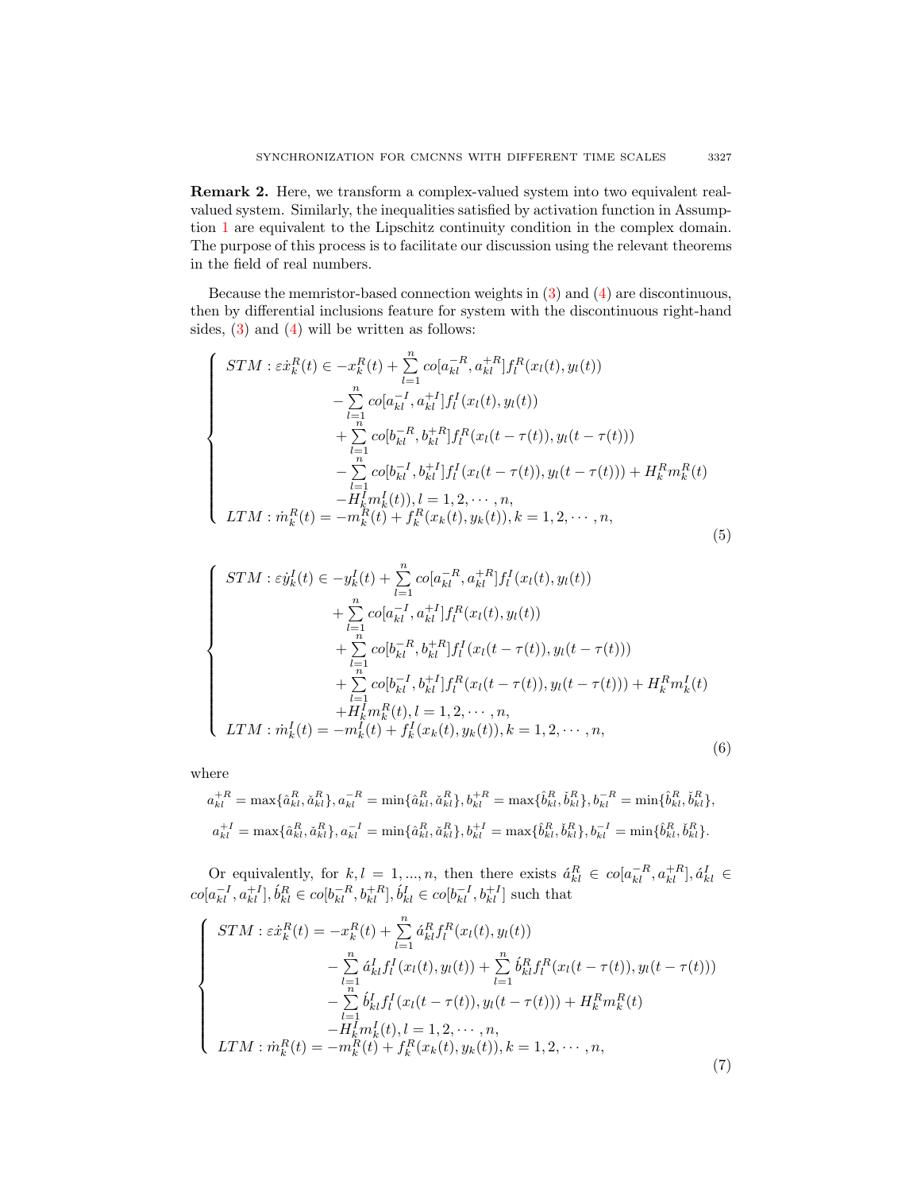**Remark 2.** Here, we transform a complex-valued system into two equivalent real-valued system. Similarly, the inequalities satisfied by activation function in Assumption 1 are equivalent to the Lipschitz continuity condition in the complex domain. The purpose of this process is to facilitate our discussion using the relevant theorems in the field of real numbers.

Because the memristor-based connection weights in (3) and (4) are discontinuous, then by differential inclusions feature for system with the discontinuous right-hand sides, (3) and (4) will be written as follows:

$$\begin{cases} STM: \varepsilon \dot{x}_k^R(t) \in -x_k^R(t) + \sum\limits_{l=1}^{n} co[a_{kl}^{-R}, a_{kl}^{+R}] f_l^R(x_l(t), y_l(t)) \\ \qquad\qquad - \sum\limits_{l=1}^{n} co[a_{kl}^{-I}, a_{kl}^{+I}] f_l^I(x_l(t), y_l(t)) \\ \qquad\qquad + \sum\limits_{l=1}^{n} co[b_{kl}^{-R}, b_{kl}^{+R}] f_l^R(x_l(t-\tau(t)), y_l(t-\tau(t))) \\ \qquad\qquad - \sum\limits_{l=1}^{n} co[b_{kl}^{-I}, b_{kl}^{+I}] f_l^I(x_l(t-\tau(t)), y_l(t-\tau(t))) + H_k^R m_k^R(t) \\ \qquad\qquad - H_k^I m_k^I(t)), l = 1, 2, \cdots, n, \\ LTM: \dot{m}_k^R(t) = -m_k^R(t) + f_k^R(x_k(t), y_k(t)), k = 1, 2, \cdots, n, \end{cases} \tag{5}$$

$$\begin{cases} STM: \varepsilon \dot{y}_k^I(t) \in -y_k^I(t) + \sum\limits_{l=1}^{n} co[a_{kl}^{-R}, a_{kl}^{+R}] f_l^I(x_l(t), y_l(t)) \\ \qquad\qquad + \sum\limits_{l=1}^{n} co[a_{kl}^{-I}, a_{kl}^{+I}] f_l^R(x_l(t), y_l(t)) \\ \qquad\qquad + \sum\limits_{l=1}^{n} co[b_{kl}^{-R}, b_{kl}^{+R}] f_l^I(x_l(t-\tau(t)), y_l(t-\tau(t))) \\ \qquad\qquad + \sum\limits_{l=1}^{n} co[b_{kl}^{-I}, b_{kl}^{+I}] f_l^R(x_l(t-\tau(t)), y_l(t-\tau(t))) + H_k^R m_k^I(t) \\ \qquad\qquad + H_k^I m_k^R(t), l = 1, 2, \cdots, n, \\ LTM: \dot{m}_k^I(t) = -m_k^I(t) + f_k^I(x_k(t), y_k(t)), k = 1, 2, \cdots, n, \end{cases} \tag{6}$$

where

$$a_{kl}^{+R} = \max\{\hat{a}_{kl}^R, \check{a}_{kl}^R\}, a_{kl}^{-R} = \min\{\hat{a}_{kl}^R, \check{a}_{kl}^R\}, b_{kl}^{+R} = \max\{\hat{b}_{kl}^R, \check{b}_{kl}^R\}, b_{kl}^{-R} = \min\{\hat{b}_{kl}^R, \check{b}_{kl}^R\},$$

$$a_{kl}^{+I} = \max\{\hat{a}_{kl}^R, \check{a}_{kl}^R\}, a_{kl}^{-I} = \min\{\hat{a}_{kl}^R, \check{a}_{kl}^R\}, b_{kl}^{+I} = \max\{\hat{b}_{kl}^R, \check{b}_{kl}^R\}, b_{kl}^{-I} = \min\{\hat{b}_{kl}^R, \check{b}_{kl}^R\}.$$

Or equivalently, for $k, l = 1, ..., n$, then there exists $\acute{a}_{kl}^R \in co[a_{kl}^{-R}, a_{kl}^{+R}], \acute{a}_{kl}^I \in co[a_{kl}^{-I}, a_{kl}^{+I}], \acute{b}_{kl}^R \in co[b_{kl}^{-R}, b_{kl}^{+R}], \acute{b}_{kl}^I \in co[b_{kl}^{-I}, b_{kl}^{+I}]$ such that

$$\begin{cases} STM: \varepsilon \dot{x}_k^R(t) = -x_k^R(t) + \sum\limits_{l=1}^{n} \acute{a}_{kl}^R f_l^R(x_l(t), y_l(t)) \\ \qquad\qquad - \sum\limits_{l=1}^{n} \acute{a}_{kl}^I f_l^I(x_l(t), y_l(t)) + \sum\limits_{l=1}^{n} \acute{b}_{kl}^R f_l^R(x_l(t-\tau(t)), y_l(t-\tau(t))) \\ \qquad\qquad - \sum\limits_{l=1}^{n} \acute{b}_{kl}^I f_l^I(x_l(t-\tau(t)), y_l(t-\tau(t))) + H_k^R m_k^R(t) \\ \qquad\qquad - H_k^I m_k^I(t), l = 1, 2, \cdots, n, \\ LTM: \dot{m}_k^R(t) = -m_k^R(t) + f_k^R(x_k(t), y_k(t)), k = 1, 2, \cdots, n, \end{cases} \tag{7}$$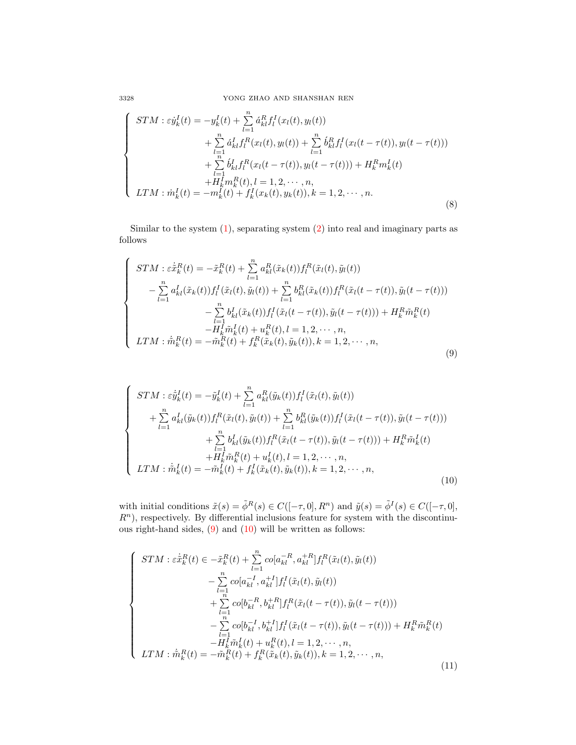$$
\begin{cases}
STM: \varepsilon \dot{y}_k^I(t) = -y_k^I(t) + \sum\limits_{l=1}^{n} \acute{a}_{kl}^R f_l^I(x_l(t), y_l(t)) \\
\qquad + \sum\limits_{l=1}^{n} \acute{a}_{kl}^I f_l^R(x_l(t), y_l(t)) + \sum\limits_{l=1}^{n} \acute{b}_{kl}^R f_l^I(x_l(t-\tau(t)), y_l(t-\tau(t))) \\
\qquad + \sum\limits_{l=1}^{n} \acute{b}_{kl}^I f_l^R(x_l(t-\tau(t)), y_l(t-\tau(t))) + H_k^R m_k^I(t) \\
\qquad + H_k^I m_k^R(t), l = 1, 2, \cdots, n, \\
LTM: \dot{m}_k^I(t) = -m_k^I(t) + f_k^I(x_k(t), y_k(t)), k = 1, 2, \cdots, n.
\end{cases}
\tag{8}
$$

Similar to the system (1), separating system (2) into real and imaginary parts as follows

$$
\begin{cases}
STM: \varepsilon \dot{\tilde{x}}_k^R(t) = -\tilde{x}_k^R(t) + \sum\limits_{l=1}^{n} a_{kl}^R(\tilde{x}_k(t)) f_l^R(\tilde{x}_l(t), \tilde{y}_l(t)) \\
\quad - \sum\limits_{l=1}^{n} a_{kl}^I(\tilde{x}_k(t)) f_l^I(\tilde{x}_l(t), \tilde{y}_l(t)) + \sum\limits_{l=1}^{n} b_{kl}^R(\tilde{x}_k(t)) f_l^R(\tilde{x}_l(t-\tau(t)), \tilde{y}_l(t-\tau(t))) \\
\qquad - \sum\limits_{l=1}^{n} b_{kl}^I(\tilde{x}_k(t)) f_l^I(\tilde{x}_l(t-\tau(t)), \tilde{y}_l(t-\tau(t))) + H_k^R \tilde{m}_k^R(t) \\
\qquad - H_k^I \tilde{m}_k^I(t) + u_k^R(t), l = 1, 2, \cdots, n, \\
LTM: \dot{\tilde{m}}_k^R(t) = -\tilde{m}_k^R(t) + f_k^R(\tilde{x}_k(t), \tilde{y}_k(t)), k = 1, 2, \cdots, n,
\end{cases}
\tag{9}
$$

$$
\begin{cases}
STM: \varepsilon \dot{\tilde{y}}_k^I(t) = -\tilde{y}_k^I(t) + \sum\limits_{l=1}^{n} a_{kl}^R(\tilde{y}_k(t)) f_l^I(\tilde{x}_l(t), \tilde{y}_l(t)) \\
\quad + \sum\limits_{l=1}^{n} a_{kl}^I(\tilde{y}_k(t)) f_l^R(\tilde{x}_l(t), \tilde{y}_l(t)) + \sum\limits_{l=1}^{n} b_{kl}^R(\tilde{y}_k(t)) f_l^I(\tilde{x}_l(t-\tau(t)), \tilde{y}_l(t-\tau(t))) \\
\qquad + \sum\limits_{l=1}^{n} b_{kl}^I(\tilde{y}_k(t)) f_l^R(\tilde{x}_l(t-\tau(t)), \tilde{y}_l(t-\tau(t))) + H_k^R \tilde{m}_k^I(t) \\
\qquad + H_k^I \tilde{m}_k^R(t) + u_k^I(t), l = 1, 2, \cdots, n, \\
LTM: \dot{\tilde{m}}_k^I(t) = -\tilde{m}_k^I(t) + f_k^I(\tilde{x}_k(t), \tilde{y}_k(t)), k = 1, 2, \cdots, n,
\end{cases}
\tag{10}
$$

with initial conditions $\tilde{x}(s) = \tilde{\phi}^R(s) \in C([-\tau, 0], R^n)$ and $\tilde{y}(s) = \tilde{\phi}^I(s) \in C([-\tau, 0], R^n)$, respectively. By differential inclusions feature for system with the discontinuous right-hand sides, (9) and (10) will be written as follows:

$$
\begin{cases}
STM: \varepsilon \dot{\tilde{x}}_k^R(t) \in -\tilde{x}_k^R(t) + \sum\limits_{l=1}^{n} co[a_{kl}^{-R}, a_{kl}^{+R}] f_l^R(\tilde{x}_l(t), \tilde{y}_l(t)) \\
\qquad - \sum\limits_{l=1}^{n} co[a_{kl}^{-I}, a_{kl}^{+I}] f_l^I(\tilde{x}_l(t), \tilde{y}_l(t)) \\
\qquad + \sum\limits_{l=1}^{n} co[b_{kl}^{-R}, b_{kl}^{+R}] f_l^R(\tilde{x}_l(t-\tau(t)), \tilde{y}_l(t-\tau(t))) \\
\qquad - \sum\limits_{l=1}^{n} co[b_{kl}^{-I}, b_{kl}^{+I}] f_l^I(\tilde{x}_l(t-\tau(t)), \tilde{y}_l(t-\tau(t))) + H_k^R \tilde{m}_k^R(t) \\
\qquad - H_k^I \tilde{m}_k^I(t) + u_k^R(t), l = 1, 2, \cdots, n, \\
LTM: \dot{\tilde{m}}_k^R(t) = -\tilde{m}_k^R(t) + f_k^R(\tilde{x}_k(t), \tilde{y}_k(t)), k = 1, 2, \cdots, n,
\end{cases}
\tag{11}
$$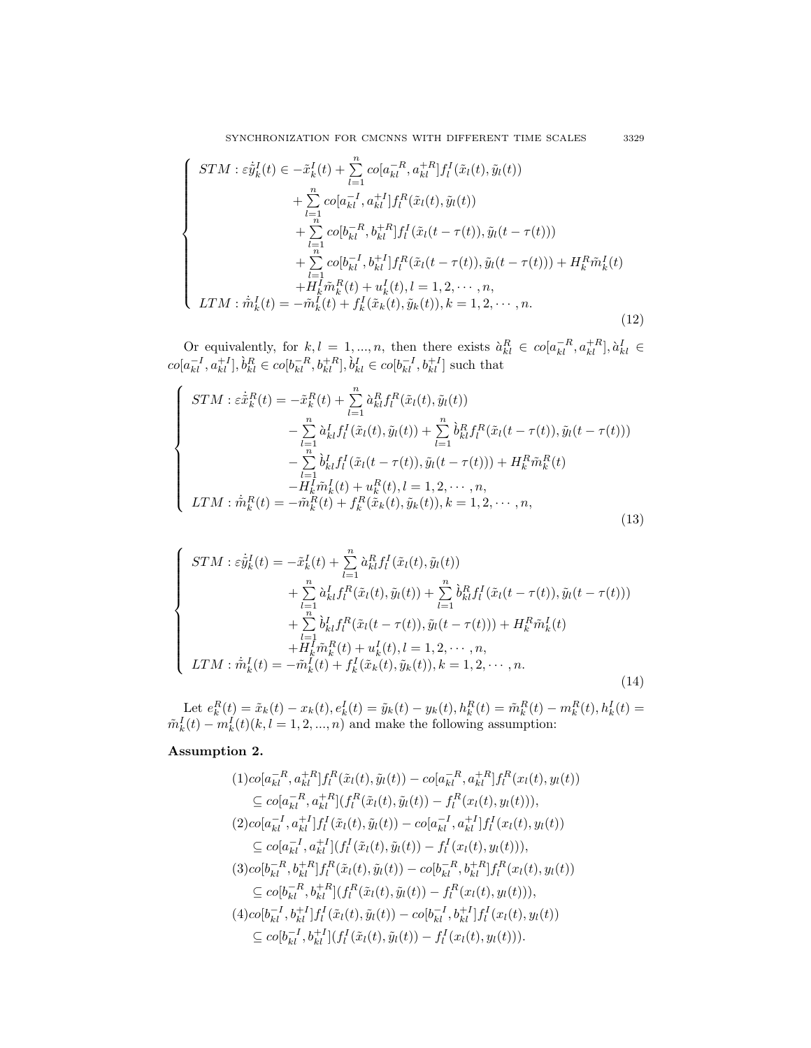$$
\begin{cases}
STM : \varepsilon\dot{\tilde{y}}_k^I(t) \in -\tilde{x}_k^I(t) + \sum\limits_{l=1}^{n} co[a_{kl}^{-R}, a_{kl}^{+R}] f_l^I(\tilde{x}_l(t), \tilde{y}_l(t)) \\
\qquad\qquad + \sum\limits_{l=1}^{n} co[a_{kl}^{-I}, a_{kl}^{+I}] f_l^R(\tilde{x}_l(t), \tilde{y}_l(t)) \\
\qquad\qquad + \sum\limits_{l=1}^{n} co[b_{kl}^{-R}, b_{kl}^{+R}] f_l^I(\tilde{x}_l(t-\tau(t)), \tilde{y}_l(t-\tau(t))) \\
\qquad\qquad + \sum\limits_{l=1}^{n} co[b_{kl}^{-I}, b_{kl}^{+I}] f_l^R(\tilde{x}_l(t-\tau(t)), \tilde{y}_l(t-\tau(t))) + H_k^R \tilde{m}_k^I(t) \\
\qquad\qquad + H_k^I \tilde{m}_k^R(t) + u_k^I(t), l = 1, 2, \cdots, n, \\
LTM : \dot{\tilde{m}}_k^I(t) = -\tilde{m}_k^I(t) + f_k^I(\tilde{x}_k(t), \tilde{y}_k(t)), k = 1, 2, \cdots, n.
\end{cases}
\tag{12}
$$

Or equivalently, for $k, l = 1, ..., n$, then there exists $\grave{a}_{kl}^R \in co[a_{kl}^{-R}, a_{kl}^{+R}], \grave{a}_{kl}^I \in co[a_{kl}^{-I}, a_{kl}^{+I}], \grave{b}_{kl}^R \in co[b_{kl}^{-R}, b_{kl}^{+R}], \grave{b}_{kl}^I \in co[b_{kl}^{-I}, b_{kl}^{+I}]$ such that

$$
\begin{cases}
STM : \varepsilon\dot{\tilde{x}}_k^R(t) = -\tilde{x}_k^R(t) + \sum\limits_{l=1}^{n} \grave{a}_{kl}^R f_l^R(\tilde{x}_l(t), \tilde{y}_l(t)) \\
\qquad\qquad - \sum\limits_{l=1}^{n} \grave{a}_{kl}^I f_l^I(\tilde{x}_l(t), \tilde{y}_l(t)) + \sum\limits_{l=1}^{n} \grave{b}_{kl}^R f_l^R(\tilde{x}_l(t-\tau(t)), \tilde{y}_l(t-\tau(t))) \\
\qquad\qquad - \sum\limits_{l=1}^{n} \grave{b}_{kl}^I f_l^I(\tilde{x}_l(t-\tau(t)), \tilde{y}_l(t-\tau(t))) + H_k^R \tilde{m}_k^R(t) \\
\qquad\qquad - H_k^I \tilde{m}_k^I(t) + u_k^R(t), l = 1, 2, \cdots, n, \\
LTM : \dot{\tilde{m}}_k^R(t) = -\tilde{m}_k^R(t) + f_k^R(\tilde{x}_k(t), \tilde{y}_k(t)), k = 1, 2, \cdots, n,
\end{cases}
\tag{13}
$$

$$
\begin{cases}
STM : \varepsilon\dot{\tilde{y}}_k^I(t) = -\tilde{x}_k^I(t) + \sum\limits_{l=1}^{n} \grave{a}_{kl}^R f_l^I(\tilde{x}_l(t), \tilde{y}_l(t)) \\
\qquad\qquad + \sum\limits_{l=1}^{n} \grave{a}_{kl}^I f_l^R(\tilde{x}_l(t), \tilde{y}_l(t)) + \sum\limits_{l=1}^{n} \grave{b}_{kl}^R f_l^I(\tilde{x}_l(t-\tau(t)), \tilde{y}_l(t-\tau(t))) \\
\qquad\qquad + \sum\limits_{l=1}^{n} \grave{b}_{kl}^I f_l^R(\tilde{x}_l(t-\tau(t)), \tilde{y}_l(t-\tau(t))) + H_k^R \tilde{m}_k^I(t) \\
\qquad\qquad + H_k^I \tilde{m}_k^R(t) + u_k^I(t), l = 1, 2, \cdots, n, \\
LTM : \dot{\tilde{m}}_k^I(t) = -\tilde{m}_k^I(t) + f_k^I(\tilde{x}_k(t), \tilde{y}_k(t)), k = 1, 2, \cdots, n.
\end{cases}
\tag{14}
$$

Let $e_k^R(t) = \tilde{x}_k(t) - x_k(t), e_k^I(t) = \tilde{y}_k(t) - y_k(t), h_k^R(t) = \tilde{m}_k^R(t) - m_k^R(t), h_k^I(t) = \tilde{m}_k^I(t) - m_k^I(t) (k, l = 1, 2, ..., n)$ and make the following assumption:

**Assumption 2.**

$$
\begin{aligned}
&(1) co[a_{kl}^{-R}, a_{kl}^{+R}] f_l^R(\tilde{x}_l(t), \tilde{y}_l(t)) - co[a_{kl}^{-R}, a_{kl}^{+R}] f_l^R(x_l(t), y_l(t)) \\
&\quad \subseteq co[a_{kl}^{-R}, a_{kl}^{+R}](f_l^R(\tilde{x}_l(t), \tilde{y}_l(t)) - f_l^R(x_l(t), y_l(t))), \\
&(2) co[a_{kl}^{-I}, a_{kl}^{+I}] f_l^I(\tilde{x}_l(t), \tilde{y}_l(t)) - co[a_{kl}^{-I}, a_{kl}^{+I}] f_l^I(x_l(t), y_l(t)) \\
&\quad \subseteq co[a_{kl}^{-I}, a_{kl}^{+I}](f_l^I(\tilde{x}_l(t), \tilde{y}_l(t)) - f_l^I(x_l(t), y_l(t))), \\
&(3) co[b_{kl}^{-R}, b_{kl}^{+R}] f_l^R(\tilde{x}_l(t), \tilde{y}_l(t)) - co[b_{kl}^{-R}, b_{kl}^{+R}] f_l^R(x_l(t), y_l(t)) \\
&\quad \subseteq co[b_{kl}^{-R}, b_{kl}^{+R}](f_l^R(\tilde{x}_l(t), \tilde{y}_l(t)) - f_l^R(x_l(t), y_l(t))), \\
&(4) co[b_{kl}^{-I}, b_{kl}^{+I}] f_l^I(\tilde{x}_l(t), \tilde{y}_l(t)) - co[b_{kl}^{-I}, b_{kl}^{+I}] f_l^I(x_l(t), y_l(t)) \\
&\quad \subseteq co[b_{kl}^{-I}, b_{kl}^{+I}](f_l^I(\tilde{x}_l(t), \tilde{y}_l(t)) - f_l^I(x_l(t), y_l(t))).
\end{aligned}
$$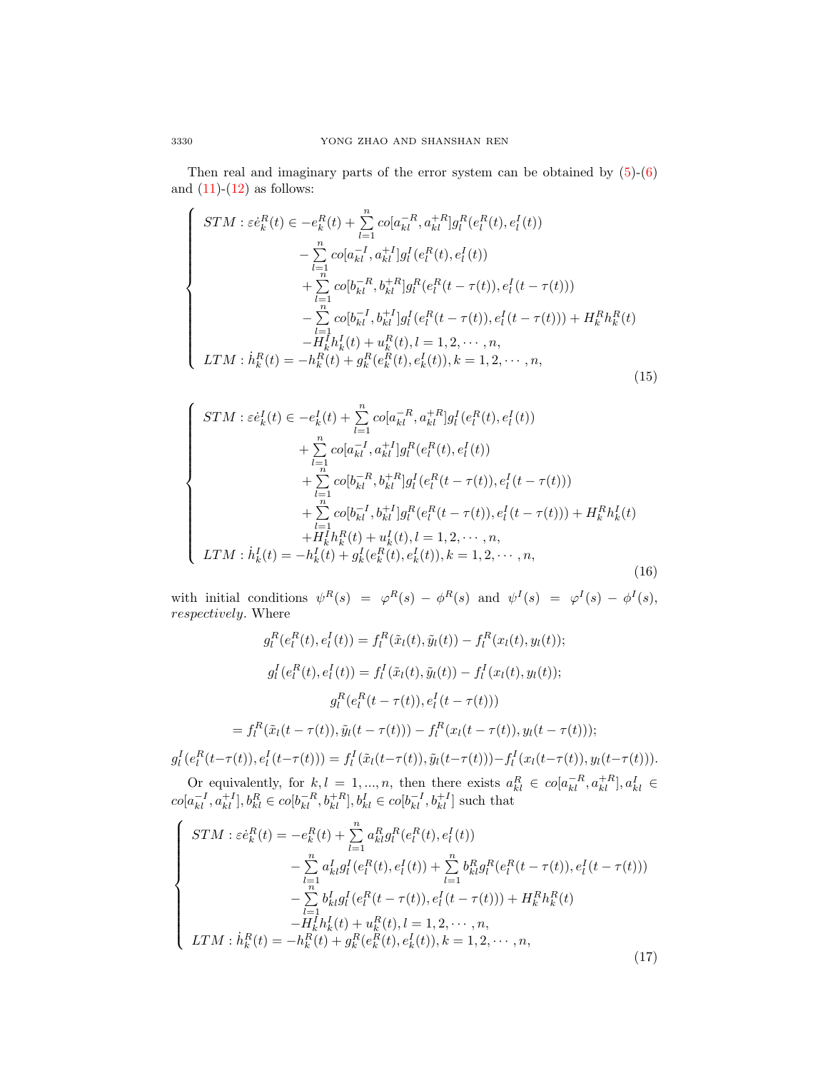Then real and imaginary parts of the error system can be obtained by (5)-(6) and (11)-(12) as follows:

$$
\begin{cases}
STM: \varepsilon \dot{e}_k^R(t) \in -e_k^R(t) + \sum\limits_{l=1}^{n} co[a_{kl}^{-R}, a_{kl}^{+R}] g_l^R(e_l^R(t), e_l^I(t)) \\
\qquad\qquad - \sum\limits_{l=1}^{n} co[a_{kl}^{-I}, a_{kl}^{+I}] g_l^I(e_l^R(t), e_l^I(t)) \\
\qquad\qquad + \sum\limits_{l=1}^{n} co[b_{kl}^{-R}, b_{kl}^{+R}] g_l^R(e_l^R(t-\tau(t)), e_l^I(t-\tau(t))) \\
\qquad\qquad - \sum\limits_{l=1}^{n} co[b_{kl}^{-I}, b_{kl}^{+I}] g_l^I(e_l^R(t-\tau(t)), e_l^I(t-\tau(t))) + H_k^R h_k^R(t) \\
\qquad\qquad - H_k^I h_k^I(t) + u_k^R(t), l = 1, 2, \cdots, n, \\
LTM: \dot{h}_k^R(t) = -h_k^R(t) + g_k^R(e_k^R(t), e_k^I(t)), k = 1, 2, \cdots, n,
\end{cases}
\tag{15}
$$

$$
\begin{cases}
STM: \varepsilon \dot{e}_k^I(t) \in -e_k^I(t) + \sum\limits_{l=1}^{n} co[a_{kl}^{-R}, a_{kl}^{+R}] g_l^I(e_l^R(t), e_l^I(t)) \\
\qquad\qquad + \sum\limits_{l=1}^{n} co[a_{kl}^{-I}, a_{kl}^{+I}] g_l^R(e_l^R(t), e_l^I(t)) \\
\qquad\qquad + \sum\limits_{l=1}^{n} co[b_{kl}^{-R}, b_{kl}^{+R}] g_l^I(e_l^R(t-\tau(t)), e_l^I(t-\tau(t))) \\
\qquad\qquad + \sum\limits_{l=1}^{n} co[b_{kl}^{-I}, b_{kl}^{+I}] g_l^R(e_l^R(t-\tau(t)), e_l^I(t-\tau(t))) + H_k^R h_k^I(t) \\
\qquad\qquad + H_k^I h_k^R(t) + u_k^I(t), l = 1, 2, \cdots, n, \\
LTM: \dot{h}_k^I(t) = -h_k^I(t) + g_k^I(e_k^R(t), e_k^I(t)), k = 1, 2, \cdots, n,
\end{cases}
\tag{16}
$$

with initial conditions $\psi^R(s) = \varphi^R(s) - \phi^R(s)$ and $\psi^I(s) = \varphi^I(s) - \phi^I(s)$, *respectively*. Where

$$g_l^R(e_l^R(t), e_l^I(t)) = f_l^R(\tilde{x}_l(t), \tilde{y}_l(t)) - f_l^R(x_l(t), y_l(t));$$

$$g_l^I(e_l^R(t), e_l^I(t)) = f_l^I(\tilde{x}_l(t), \tilde{y}_l(t)) - f_l^I(x_l(t), y_l(t));$$

$$g_l^R(e_l^R(t-\tau(t)), e_l^I(t-\tau(t)))$$

$$= f_l^R(\tilde{x}_l(t-\tau(t)), \tilde{y}_l(t-\tau(t))) - f_l^R(x_l(t-\tau(t)), y_l(t-\tau(t)));$$

$$g_l^I(e_l^R(t-\tau(t)), e_l^I(t-\tau(t))) = f_l^I(\tilde{x}_l(t-\tau(t)), \tilde{y}_l(t-\tau(t))) - f_l^I(x_l(t-\tau(t)), y_l(t-\tau(t))).$$

Or equivalently, for $k, l = 1, ..., n$, then there exists $a_{kl}^R \in co[a_{kl}^{-R}, a_{kl}^{+R}], a_{kl}^I \in co[a_{kl}^{-I}, a_{kl}^{+I}], b_{kl}^R \in co[b_{kl}^{-R}, b_{kl}^{+R}], b_{kl}^I \in co[b_{kl}^{-I}, b_{kl}^{+I}]$ such that

$$
\begin{cases}
STM: \varepsilon \dot{e}_k^R(t) = -e_k^R(t) + \sum\limits_{l=1}^{n} a_{kl}^R g_l^R(e_l^R(t), e_l^I(t)) \\
\qquad\qquad - \sum\limits_{l=1}^{n} a_{kl}^I g_l^I(e_l^R(t), e_l^I(t)) + \sum\limits_{l=1}^{n} b_{kl}^R g_l^R(e_l^R(t-\tau(t)), e_l^I(t-\tau(t))) \\
\qquad\qquad - \sum\limits_{l=1}^{n} b_{kl}^I g_l^I(e_l^R(t-\tau(t)), e_l^I(t-\tau(t))) + H_k^R h_k^R(t) \\
\qquad\qquad - H_k^I h_k^I(t) + u_k^R(t), l = 1, 2, \cdots, n, \\
LTM: \dot{h}_k^R(t) = -h_k^R(t) + g_k^R(e_k^R(t), e_k^I(t)), k = 1, 2, \cdots, n,
\end{cases}
\tag{17}
$$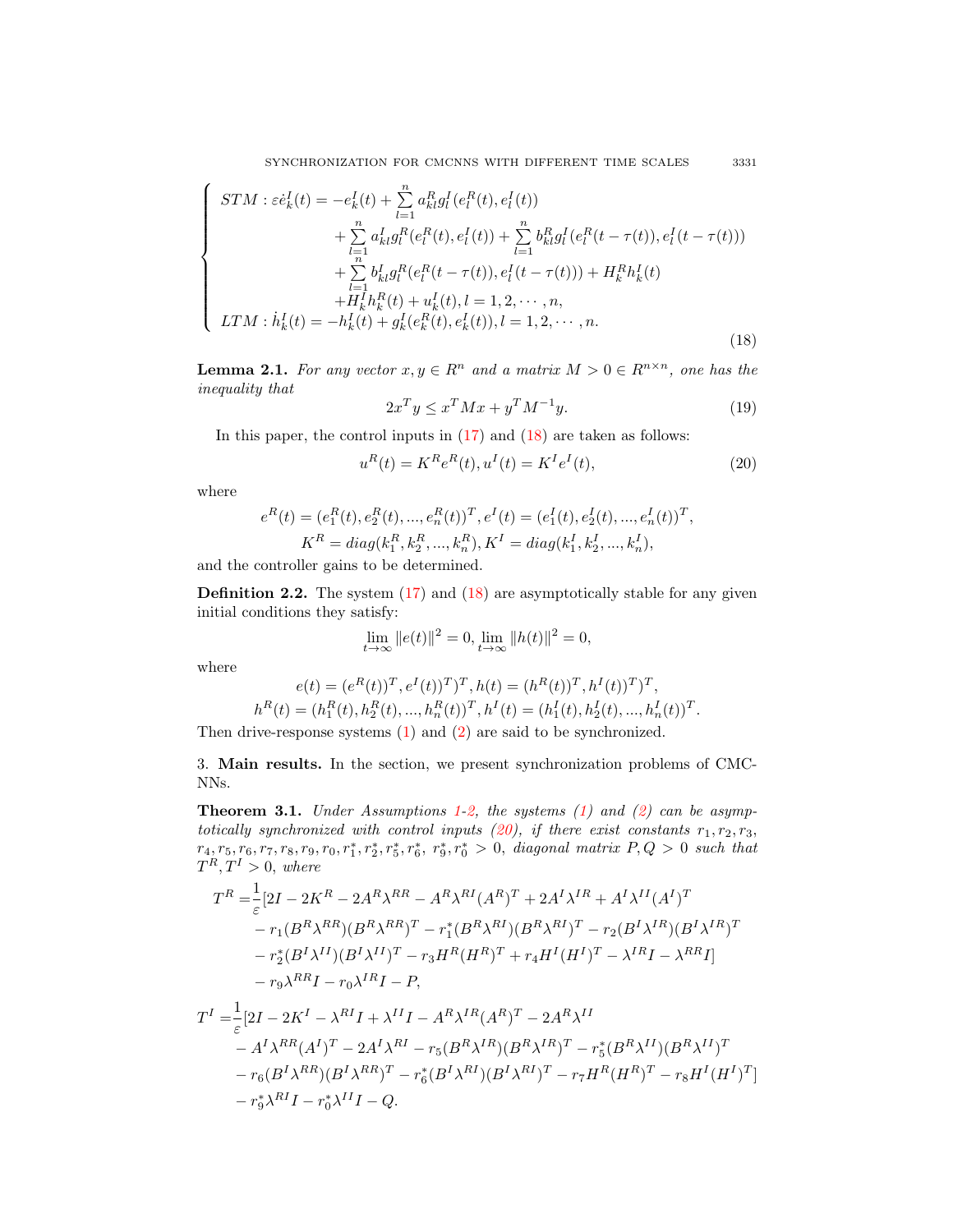$$
\begin{cases}
STM: \varepsilon \dot{e}_k^I(t) = -e_k^I(t) + \sum\limits_{l=1}^{n} a_{kl}^R g_l^I(e_l^R(t), e_l^I(t)) \\
\qquad\qquad + \sum\limits_{l=1}^{n} a_{kl}^I g_l^R(e_l^R(t), e_l^I(t)) + \sum\limits_{l=1}^{n} b_{kl}^R g_l^I(e_l^R(t-\tau(t)), e_l^I(t-\tau(t))) \\
\qquad\qquad + \sum\limits_{l=1}^{n} b_{kl}^I g_l^R(e_l^R(t-\tau(t)), e_l^I(t-\tau(t))) + H_k^R h_k^I(t) \\
\qquad\qquad + H_k^I h_k^R(t) + u_k^I(t), l = 1, 2, \cdots, n, \\
LTM: \dot{h}_k^I(t) = -h_k^I(t) + g_k^I(e_k^R(t), e_k^I(t)), l = 1, 2, \cdots, n.
\end{cases} \tag{18}
$$

**Lemma 2.1.** *For any vector $x, y \in R^n$ and a matrix $M > 0 \in R^{n\times n}$, one has the inequality that*

$$
2x^T y \le x^T M x + y^T M^{-1} y. \tag{19}
$$

In this paper, the control inputs in (17) and (18) are taken as follows:

$$
u^R(t) = K^R e^R(t), u^I(t) = K^I e^I(t), \tag{20}
$$

where

$$
e^R(t) = (e_1^R(t), e_2^R(t), ..., e_n^R(t))^T, e^I(t) = (e_1^I(t), e_2^I(t), ..., e_n^I(t))^T,
$$
$$
K^R = diag(k_1^R, k_2^R, ..., k_n^R), K^I = diag(k_1^I, k_2^I, ..., k_n^I),
$$

and the controller gains to be determined.

**Definition 2.2.** The system (17) and (18) are asymptotically stable for any given initial conditions they satisfy:

$$
\lim_{t\to\infty} \|e(t)\|^2 = 0, \lim_{t\to\infty} \|h(t)\|^2 = 0,
$$

where

$$
e(t) = ((e^R(t))^T, e^I(t))^T)^T, h(t) = (h^R(t))^T, h^I(t))^T)^T,
$$
$$
h^R(t) = (h_1^R(t), h_2^R(t), ..., h_n^R(t))^T, h^I(t) = (h_1^I(t), h_2^I(t), ..., h_n^I(t))^T.
$$

Then drive-response systems (1) and (2) are said to be synchronized.

## 3. Main results.

In the section, we present synchronization problems of CMCNNs.

**Theorem 3.1.** *Under Assumptions 1-2, the systems (1) and (2) can be asymptotically synchronized with control inputs (20), if there exist constants $r_1, r_2, r_3, r_4, r_5, r_6, r_7, r_8, r_9, r_0, r_1^*, r_2^*, r_5^*, r_6^*, r_9^*, r_0^* > 0$, diagonal matrix $P, Q > 0$ such that $T^R, T^I > 0$, where*

$$
\begin{aligned}
T^R =& \frac{1}{\varepsilon}[2I - 2K^R - 2A^R\lambda^{RR} - A^R\lambda^{RI}(A^R)^T + 2A^I\lambda^{IR} + A^I\lambda^{II}(A^I)^T \\
&- r_1(B^R\lambda^{RR})(B^R\lambda^{RR})^T - r_1^*(B^R\lambda^{RI})(B^R\lambda^{RI})^T - r_2(B^I\lambda^{IR})(B^I\lambda^{IR})^T \\
&- r_2^*(B^I\lambda^{II})(B^I\lambda^{II})^T - r_3H^R(H^R)^T + r_4H^I(H^I)^T - \lambda^{IR}I - \lambda^{RR}I] \\
&- r_9\lambda^{RR}I - r_0\lambda^{IR}I - P,
\end{aligned}
$$

$$
\begin{aligned}
T^I =& \frac{1}{\varepsilon}[2I - 2K^I - \lambda^{RI}I + \lambda^{II}I - A^R\lambda^{IR}(A^R)^T - 2A^R\lambda^{II} \\
&- A^I\lambda^{RR}(A^I)^T - 2A^I\lambda^{RI} - r_5(B^R\lambda^{IR})(B^R\lambda^{IR})^T - r_5^*(B^R\lambda^{II})(B^R\lambda^{II})^T \\
&- r_6(B^I\lambda^{RR})(B^I\lambda^{RR})^T - r_6^*(B^I\lambda^{RI})(B^I\lambda^{RI})^T - r_7H^R(H^R)^T - r_8H^I(H^I)^T] \\
&- r_9^*\lambda^{RI}I - r_0^*\lambda^{II}I - Q.
\end{aligned}
$$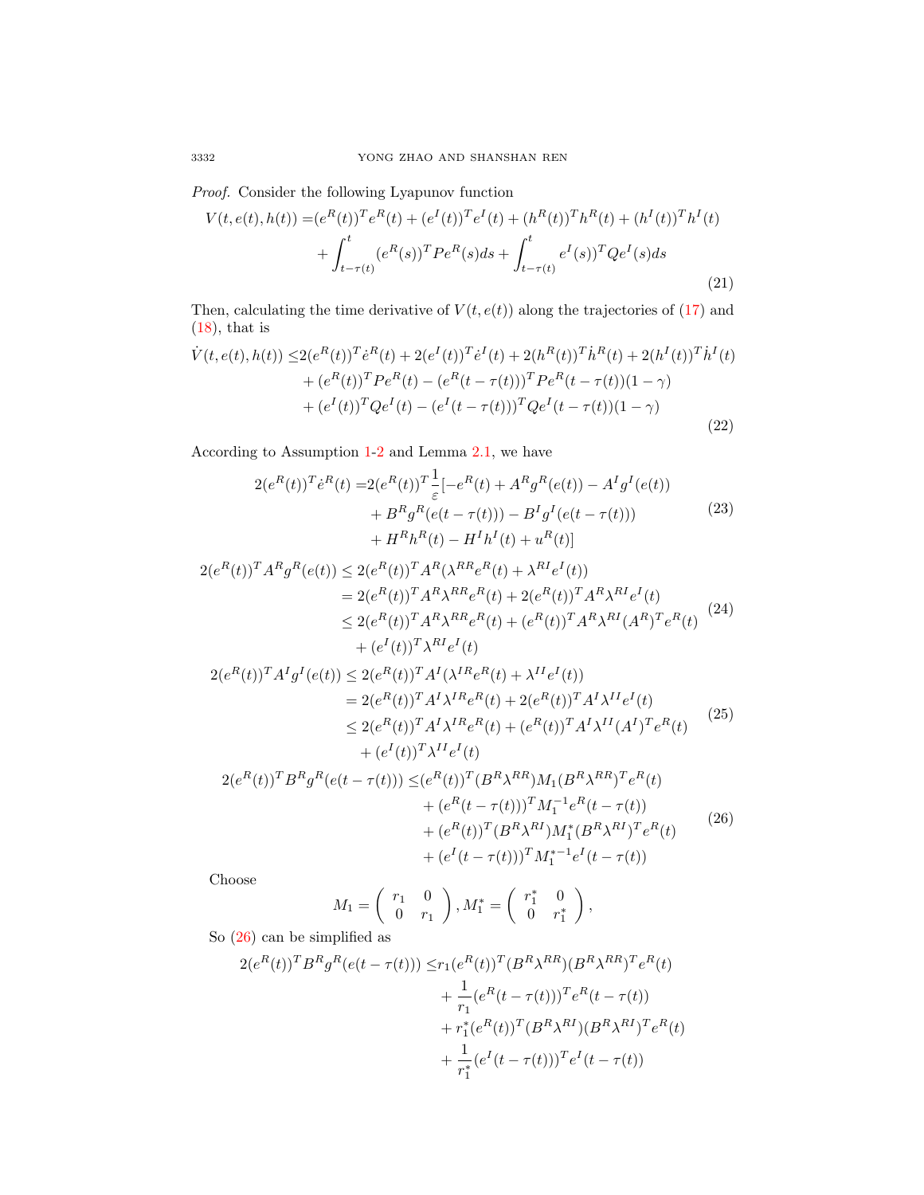*Proof.* Consider the following Lyapunov function

$$
\begin{aligned}
V(t,e(t),h(t)) =&(e^R(t))^T e^R(t) + (e^I(t))^T e^I(t) + (h^R(t))^T h^R(t) + (h^I(t))^T h^I(t) \\
&+ \int_{t-\tau(t)}^{t} (e^R(s))^T P e^R(s) ds + \int_{t-\tau(t)}^{t} e^I(s))^T Q e^I(s) ds
\end{aligned} \tag{21}
$$

Then, calculating the time derivative of $V(t,e(t))$ along the trajectories of (17) and (18), that is

$$
\begin{aligned}
\dot{V}(t,e(t),h(t)) \leq& 2(e^R(t))^T \dot{e}^R(t) + 2(e^I(t))^T \dot{e}^I(t) + 2(h^R(t))^T \dot{h}^R(t) + 2(h^I(t))^T \dot{h}^I(t) \\
&+ (e^R(t))^T P e^R(t) - (e^R(t-\tau(t)))^T P e^R(t-\tau(t))(1-\gamma) \\
&+ (e^I(t))^T Q e^I(t) - (e^I(t-\tau(t)))^T Q e^I(t-\tau(t))(1-\gamma)
\end{aligned} \tag{22}
$$

According to Assumption 1-2 and Lemma 2.1, we have

$$
\begin{aligned}
2(e^R(t))^T \dot{e}^R(t) =& 2(e^R(t))^T \frac{1}{\varepsilon}[-e^R(t) + A^R g^R(e(t)) - A^I g^I(e(t)) \\
&+ B^R g^R(e(t-\tau(t))) - B^I g^I(e(t-\tau(t))) \\
&+ H^R h^R(t) - H^I h^I(t) + u^R(t)]
\end{aligned} \tag{23}
$$

$$
\begin{aligned}
2(e^R(t))^T A^R g^R(e(t)) \leq& 2(e^R(t))^T A^R(\lambda^{RR} e^R(t) + \lambda^{RI} e^I(t)) \\
=& 2(e^R(t))^T A^R \lambda^{RR} e^R(t) + 2(e^R(t))^T A^R \lambda^{RI} e^I(t) \\
\leq& 2(e^R(t))^T A^R \lambda^{RR} e^R(t) + (e^R(t))^T A^R \lambda^{RI} (A^R)^T e^R(t) \\
&+ (e^I(t))^T \lambda^{RI} e^I(t)
\end{aligned} \tag{24}
$$

$$
\begin{aligned}
2(e^R(t))^T A^I g^I(e(t)) \leq& 2(e^R(t))^T A^I(\lambda^{IR} e^R(t) + \lambda^{II} e^I(t)) \\
=& 2(e^R(t))^T A^I \lambda^{IR} e^R(t) + 2(e^R(t))^T A^I \lambda^{II} e^I(t) \\
\leq& 2(e^R(t))^T A^I \lambda^{IR} e^R(t) + (e^R(t))^T A^I \lambda^{II} (A^I)^T e^R(t) \\
&+ (e^I(t))^T \lambda^{II} e^I(t)
\end{aligned} \tag{25}
$$

$$
\begin{aligned}
2(e^R(t))^T B^R g^R(e(t-\tau(t))) \leq& (e^R(t))^T (B^R \lambda^{RR}) M_1 (B^R \lambda^{RR})^T e^R(t) \\
&+ (e^R(t-\tau(t)))^T M_1^{-1} e^R(t-\tau(t)) \\
&+ (e^R(t))^T (B^R \lambda^{RI}) M_1^* (B^R \lambda^{RI})^T e^R(t) \\
&+ (e^I(t-\tau(t)))^T M_1^{*-1} e^I(t-\tau(t))
\end{aligned} \tag{26}
$$

Choose

$$
M_1 = \begin{pmatrix} r_1 & 0 \\ 0 & r_1 \end{pmatrix}, M_1^* = \begin{pmatrix} r_1^* & 0 \\ 0 & r_1^* \end{pmatrix},
$$

So (26) can be simplified as

$$
\begin{aligned}
2(e^R(t))^T B^R g^R(e(t-\tau(t))) \leq& r_1 (e^R(t))^T (B^R \lambda^{RR})(B^R \lambda^{RR})^T e^R(t) \\
&+ \frac{1}{r_1} (e^R(t-\tau(t)))^T e^R(t-\tau(t)) \\
&+ r_1^* (e^R(t))^T (B^R \lambda^{RI})(B^R \lambda^{RI})^T e^R(t) \\
&+ \frac{1}{r_1^*} (e^I(t-\tau(t)))^T e^I(t-\tau(t))
\end{aligned}
$$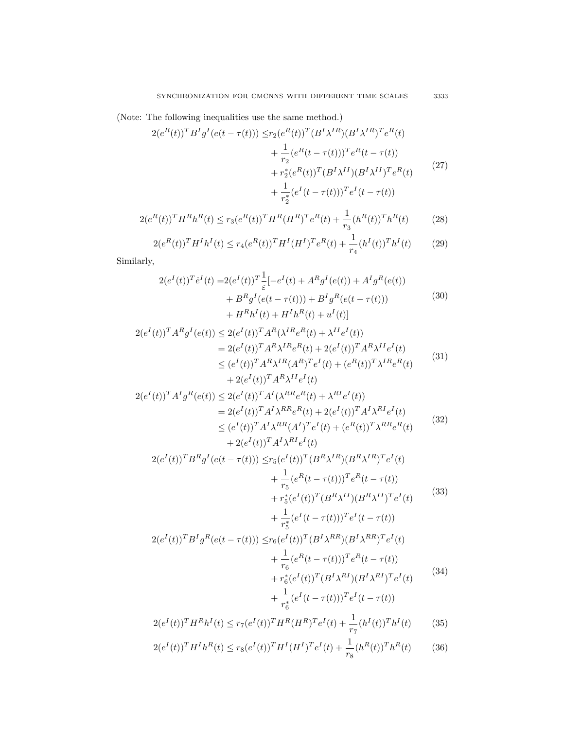(Note: The following inequalities use the same method.)

$$
\begin{aligned}
2(e^R(t))^T B^I g^I(e(t-\tau(t))) \leq & r_2 (e^R(t))^T (B^I \lambda^{IR})(B^I \lambda^{IR})^T e^R(t) \\
& + \frac{1}{r_2}(e^R(t-\tau(t)))^T e^R(t-\tau(t)) \\
& + r_2^*(e^R(t))^T (B^I \lambda^{II})(B^I \lambda^{II})^T e^R(t) \\
& + \frac{1}{r_2^*}(e^I(t-\tau(t)))^T e^I(t-\tau(t))
\end{aligned} \tag{27}
$$

$$
2(e^R(t))^T H^R h^R(t) \leq r_3 (e^R(t))^T H^R (H^R)^T e^R(t) + \frac{1}{r_3}(h^R(t))^T h^R(t) \tag{28}
$$

$$
2(e^R(t))^T H^I h^I(t) \leq r_4 (e^R(t))^T H^I (H^I)^T e^R(t) + \frac{1}{r_4}(h^I(t))^T h^I(t) \tag{29}
$$

Similarly,

$$
\begin{aligned}
2(e^I(t))^T \dot{e}^I(t) = & 2(e^I(t))^T \frac{1}{\varepsilon}[-e^I(t) + A^R g^I(e(t)) + A^I g^R(e(t)) \\
& + B^R g^I(e(t-\tau(t))) + B^I g^R(e(t-\tau(t))) \\
& + H^R h^I(t) + H^I h^R(t) + u^I(t)]
\end{aligned} \tag{30}
$$

$$
\begin{aligned}
2(e^I(t))^T A^R g^I(e(t)) & \leq 2(e^I(t))^T A^R (\lambda^{IR} e^R(t) + \lambda^{II} e^I(t)) \\
& = 2(e^I(t))^T A^R \lambda^{IR} e^R(t) + 2(e^I(t))^T A^R \lambda^{II} e^I(t) \\
& \leq (e^I(t))^T A^R \lambda^{IR} (A^R)^T e^I(t) + (e^R(t))^T \lambda^{IR} e^R(t) \\
& \quad + 2(e^I(t))^T A^R \lambda^{II} e^I(t)
\end{aligned} \tag{31}
$$

$$
\begin{aligned}
2(e^I(t))^T A^I g^R(e(t)) & \leq 2(e^I(t))^T A^I (\lambda^{RR} e^R(t) + \lambda^{RI} e^I(t)) \\
& = 2(e^I(t))^T A^I \lambda^{RR} e^R(t) + 2(e^I(t))^T A^I \lambda^{RI} e^I(t) \\
& \leq (e^I(t))^T A^I \lambda^{RR} (A^I)^T e^I(t) + (e^R(t))^T \lambda^{RR} e^R(t) \\
& \quad + 2(e^I(t))^T A^I \lambda^{RI} e^I(t)
\end{aligned} \tag{32}
$$

$$
\begin{aligned}
2(e^I(t))^T B^R g^I(e(t-\tau(t))) \leq & r_5 (e^I(t))^T (B^R \lambda^{IR})(B^R \lambda^{IR})^T e^I(t) \\
& + \frac{1}{r_5}(e^R(t-\tau(t)))^T e^R(t-\tau(t)) \\
& + r_5^*(e^I(t))^T (B^R \lambda^{II})(B^R \lambda^{II})^T e^I(t) \\
& + \frac{1}{r_5^*}(e^I(t-\tau(t)))^T e^I(t-\tau(t))
\end{aligned} \tag{33}
$$

$$
\begin{aligned}
2(e^I(t))^T B^I g^R(e(t-\tau(t))) \leq & r_6 (e^I(t))^T (B^I \lambda^{RR})(B^I \lambda^{RR})^T e^I(t) \\
& + \frac{1}{r_6}(e^R(t-\tau(t)))^T e^R(t-\tau(t)) \\
& + r_6^*(e^I(t))^T (B^I \lambda^{RI})(B^I \lambda^{RI})^T e^I(t) \\
& + \frac{1}{r_6^*}(e^I(t-\tau(t)))^T e^I(t-\tau(t))
\end{aligned} \tag{34}
$$

$$
2(e^I(t))^T H^R h^I(t) \leq r_7 (e^I(t))^T H^R (H^R)^T e^I(t) + \frac{1}{r_7}(h^I(t))^T h^I(t) \tag{35}
$$

$$
2(e^I(t))^T H^I h^R(t) \leq r_8 (e^I(t))^T H^I (H^I)^T e^I(t) + \frac{1}{r_8}(h^R(t))^T h^R(t) \tag{36}
$$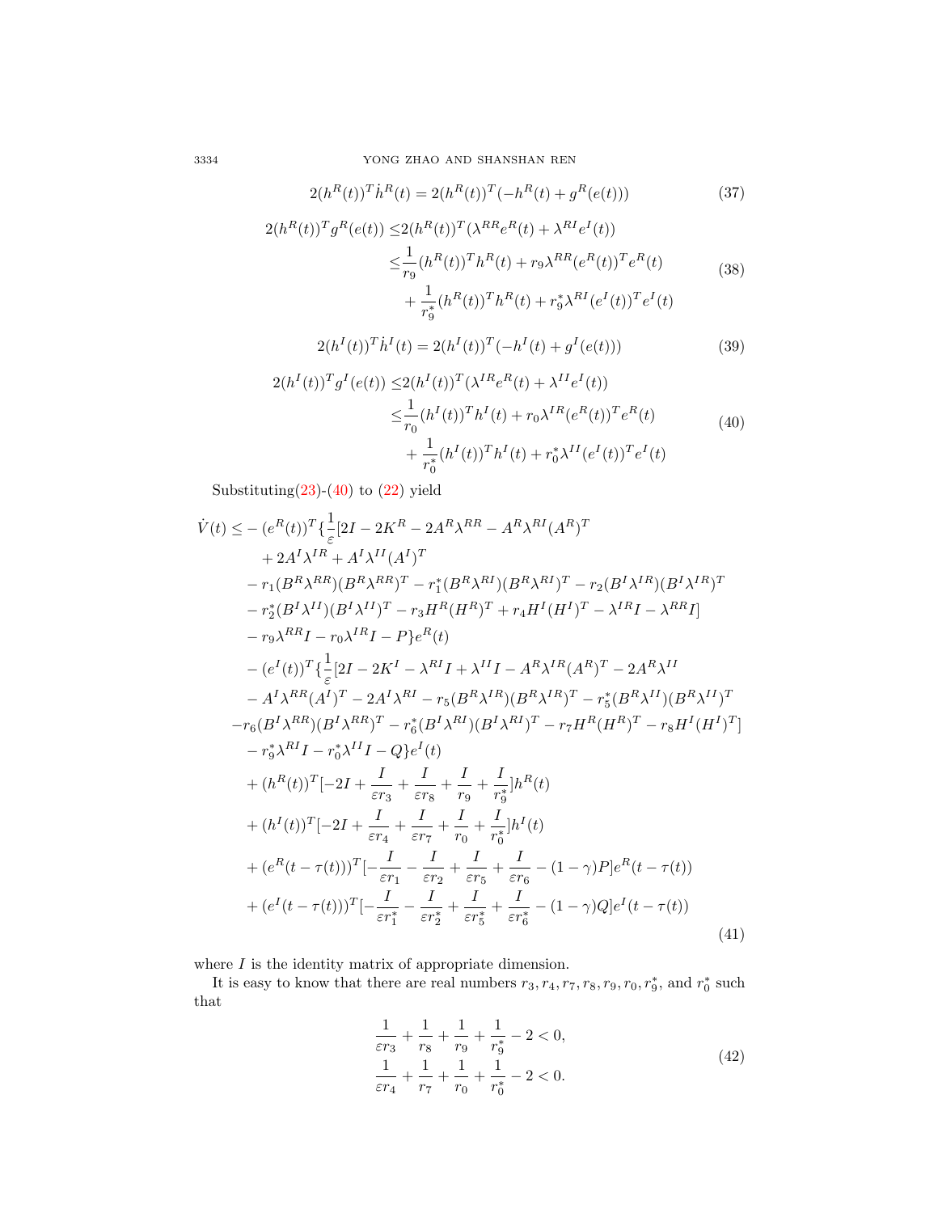$$2(h^R(t))^T \dot{h}^R(t) = 2(h^R(t))^T(-h^R(t) + g^R(e(t))) \tag{37}$$

$$\begin{aligned}
2(h^R(t))^T g^R(e(t)) \leq & 2(h^R(t))^T(\lambda^{RR} e^R(t) + \lambda^{RI} e^I(t)) \\
\leq & \frac{1}{r_9}(h^R(t))^T h^R(t) + r_9 \lambda^{RR}(e^R(t))^T e^R(t) \\
& + \frac{1}{r_9^*}(h^R(t))^T h^R(t) + r_9^* \lambda^{RI}(e^I(t))^T e^I(t)
\end{aligned} \tag{38}$$

$$2(h^I(t))^T \dot{h}^I(t) = 2(h^I(t))^T(-h^I(t) + g^I(e(t))) \tag{39}$$

$$\begin{aligned}
2(h^I(t))^T g^I(e(t)) \leq & 2(h^I(t))^T(\lambda^{IR} e^R(t) + \lambda^{II} e^I(t)) \\
\leq & \frac{1}{r_0}(h^I(t))^T h^I(t) + r_0 \lambda^{IR}(e^R(t))^T e^R(t) \\
& + \frac{1}{r_0^*}(h^I(t))^T h^I(t) + r_0^* \lambda^{II}(e^I(t))^T e^I(t)
\end{aligned} \tag{40}$$

Substituting(23)-(40) to (22) yield

$$\begin{aligned}
\dot{V}(t) \leq & -(e^R(t))^T\{\frac{1}{\varepsilon}[2I - 2K^R - 2A^R\lambda^{RR} - A^R\lambda^{RI}(A^R)^T \\
& + 2A^I\lambda^{IR} + A^I\lambda^{II}(A^I)^T \\
& - r_1(B^R\lambda^{RR})(B^R\lambda^{RR})^T - r_1^*(B^R\lambda^{RI})(B^R\lambda^{RI})^T - r_2(B^I\lambda^{IR})(B^I\lambda^{IR})^T \\
& - r_2^*(B^I\lambda^{II})(B^I\lambda^{II})^T - r_3H^R(H^R)^T + r_4H^I(H^I)^T - \lambda^{IR}I - \lambda^{RR}I] \\
& - r_9\lambda^{RR}I - r_0\lambda^{IR}I - P\}e^R(t) \\
& -(e^I(t))^T\{\frac{1}{\varepsilon}[2I - 2K^I - \lambda^{RI}I + \lambda^{II}I - A^R\lambda^{IR}(A^R)^T - 2A^R\lambda^{II} \\
& - A^I\lambda^{RR}(A^I)^T - 2A^I\lambda^{RI} - r_5(B^R\lambda^{IR})(B^R\lambda^{IR})^T - r_5^*(B^R\lambda^{II})(B^R\lambda^{II})^T \\
& - r_6(B^I\lambda^{RR})(B^I\lambda^{RR})^T - r_6^*(B^I\lambda^{RI})(B^I\lambda^{RI})^T - r_7H^R(H^R)^T - r_8H^I(H^I)^T] \\
& - r_9^*\lambda^{RI}I - r_0^*\lambda^{II}I - Q\}e^I(t) \\
& + (h^R(t))^T[-2I + \frac{I}{\varepsilon r_3} + \frac{I}{\varepsilon r_8} + \frac{I}{r_9} + \frac{I}{r_9^*}]h^R(t) \\
& + (h^I(t))^T[-2I + \frac{I}{\varepsilon r_4} + \frac{I}{\varepsilon r_7} + \frac{I}{r_0} + \frac{I}{r_0^*}]h^I(t) \\
& + (e^R(t-\tau(t)))^T[-\frac{I}{\varepsilon r_1} - \frac{I}{\varepsilon r_2} + \frac{I}{\varepsilon r_5} + \frac{I}{\varepsilon r_6} - (1-\gamma)P]e^R(t-\tau(t)) \\
& + (e^I(t-\tau(t)))^T[-\frac{I}{\varepsilon r_1^*} - \frac{I}{\varepsilon r_2^*} + \frac{I}{\varepsilon r_5^*} + \frac{I}{\varepsilon r_6^*} - (1-\gamma)Q]e^I(t-\tau(t))
\end{aligned} \tag{41}$$

where $I$ is the identity matrix of appropriate dimension.

It is easy to know that there are real numbers $r_3, r_4, r_7, r_8, r_9, r_0, r_9^*$, and $r_0^*$ such that

$$\begin{aligned}
\frac{1}{\varepsilon r_3} + \frac{1}{r_8} + \frac{1}{r_9} + \frac{1}{r_9^*} - 2 < 0, \\
\frac{1}{\varepsilon r_4} + \frac{1}{r_7} + \frac{1}{r_0} + \frac{1}{r_0^*} - 2 < 0.
\end{aligned} \tag{42}$$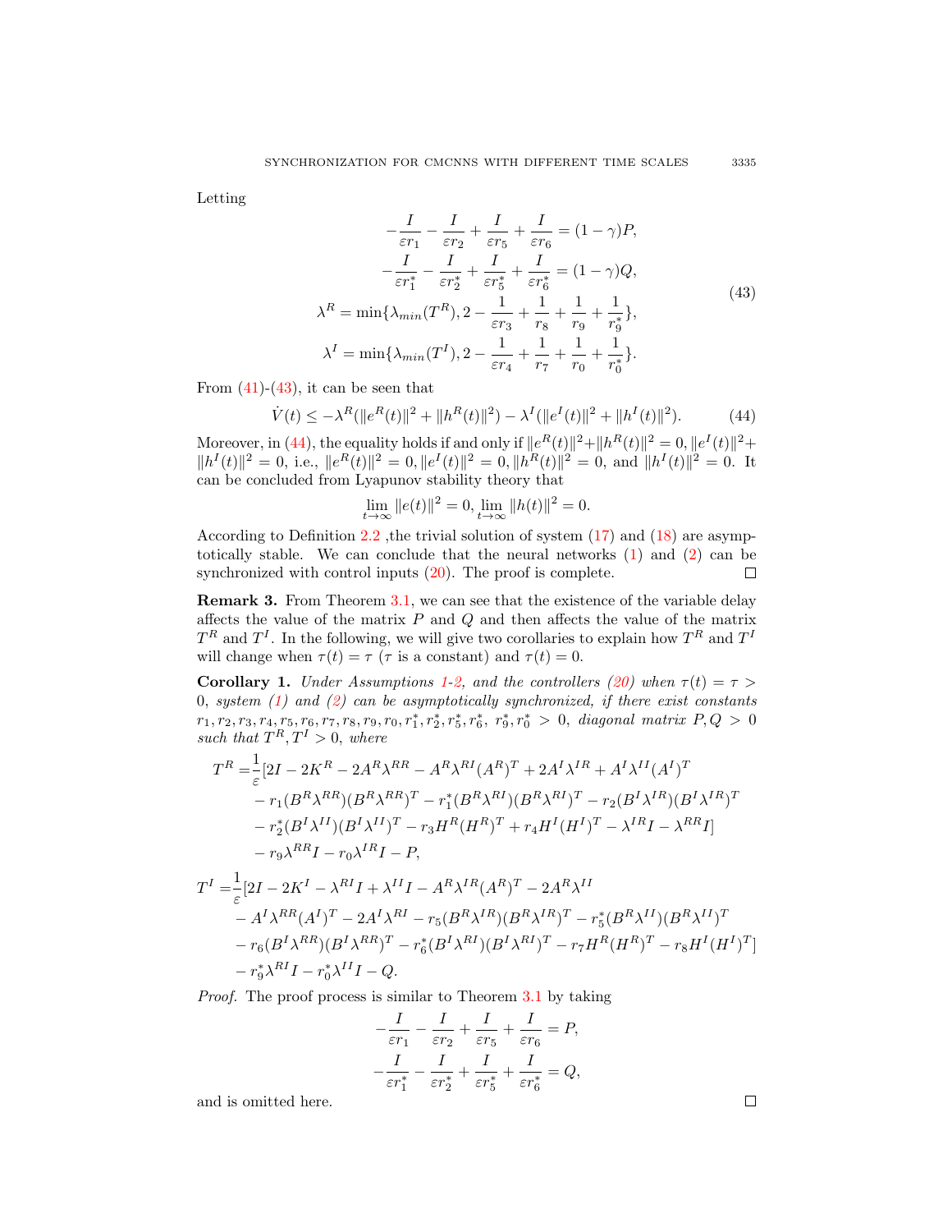Letting

$$
\begin{aligned}
-\frac{I}{\varepsilon r_1} - \frac{I}{\varepsilon r_2} + \frac{I}{\varepsilon r_5} + \frac{I}{\varepsilon r_6} &= (1-\gamma)P, \\
-\frac{I}{\varepsilon r_1^*} - \frac{I}{\varepsilon r_2^*} + \frac{I}{\varepsilon r_5^*} + \frac{I}{\varepsilon r_6^*} &= (1-\gamma)Q, \\
\lambda^R = \min\{\lambda_{min}(T^R), 2 - \frac{1}{\varepsilon r_3} &+ \frac{1}{r_8} + \frac{1}{r_9} + \frac{1}{r_9^*}\}, \\
\lambda^I = \min\{\lambda_{min}(T^I), 2 - \frac{1}{\varepsilon r_4} &+ \frac{1}{r_7} + \frac{1}{r_0} + \frac{1}{r_0^*}\}.
\end{aligned}
\tag{43}
$$

From (41)-(43), it can be seen that

$$
\dot{V}(t) \leq -\lambda^R(\|e^R(t)\|^2 + \|h^R(t)\|^2) - \lambda^I(\|e^I(t)\|^2 + \|h^I(t)\|^2). \tag{44}
$$

Moreover, in (44), the equality holds if and only if $\|e^R(t)\|^2 + \|h^R(t)\|^2 = 0, \|e^I(t)\|^2 + \|h^I(t)\|^2 = 0$, i.e., $\|e^R(t)\|^2 = 0, \|e^I(t)\|^2 = 0, \|h^R(t)\|^2 = 0$, and $\|h^I(t)\|^2 = 0$. It can be concluded from Lyapunov stability theory that

$$
\lim_{t\to\infty} \|e(t)\|^2 = 0, \lim_{t\to\infty} \|h(t)\|^2 = 0.
$$

According to Definition 2.2 ,the trivial solution of system (17) and (18) are asymptotically stable. We can conclude that the neural networks (1) and (2) can be synchronized with control inputs (20). The proof is complete. □

**Remark 3.** From Theorem 3.1, we can see that the existence of the variable delay affects the value of the matrix $P$ and $Q$ and then affects the value of the matrix $T^R$ and $T^I$. In the following, we will give two corollaries to explain how $T^R$ and $T^I$ will change when $\tau(t) = \tau$ ($\tau$ is a constant) and $\tau(t) = 0$.

**Corollary 1.** *Under Assumptions 1-2, and the controllers (20) when $\tau(t) = \tau > 0$, system (1) and (2) can be asymptotically synchronized, if there exist constants $r_1, r_2, r_3, r_4, r_5, r_6, r_7, r_8, r_9, r_0, r_1^*, r_2^*, r_5^*, r_6^*, r_9^*, r_0^* > 0$, diagonal matrix $P, Q > 0$ such that $T^R, T^I > 0$, where*

$$
\begin{aligned}
T^R = &\frac{1}{\varepsilon}[2I - 2K^R - 2A^R\lambda^{RR} - A^R\lambda^{RI}(A^R)^T + 2A^I\lambda^{IR} + A^I\lambda^{II}(A^I)^T \\
&- r_1(B^R\lambda^{RR})(B^R\lambda^{RR})^T - r_1^*(B^R\lambda^{RI})(B^R\lambda^{RI})^T - r_2(B^I\lambda^{IR})(B^I\lambda^{IR})^T \\
&- r_2^*(B^I\lambda^{II})(B^I\lambda^{II})^T - r_3H^R(H^R)^T + r_4H^I(H^I)^T - \lambda^{IR}I - \lambda^{RR}I] \\
&- r_9\lambda^{RR}I - r_0\lambda^{IR}I - P,
\end{aligned}
$$

$$
\begin{aligned}
T^I = &\frac{1}{\varepsilon}[2I - 2K^I - \lambda^{RI}I + \lambda^{II}I - A^R\lambda^{IR}(A^R)^T - 2A^R\lambda^{II} \\
&- A^I\lambda^{RR}(A^I)^T - 2A^I\lambda^{RI} - r_5(B^R\lambda^{IR})(B^R\lambda^{IR})^T - r_5^*(B^R\lambda^{II})(B^R\lambda^{II})^T \\
&- r_6(B^I\lambda^{RR})(B^I\lambda^{RR})^T - r_6^*(B^I\lambda^{RI})(B^I\lambda^{RI})^T - r_7H^R(H^R)^T - r_8H^I(H^I)^T] \\
&- r_9^*\lambda^{RI}I - r_0^*\lambda^{II}I - Q.
\end{aligned}
$$

*Proof.* The proof process is similar to Theorem 3.1 by taking

$$
\begin{aligned}
-\frac{I}{\varepsilon r_1} - \frac{I}{\varepsilon r_2} + \frac{I}{\varepsilon r_5} + \frac{I}{\varepsilon r_6} &= P, \\
-\frac{I}{\varepsilon r_1^*} - \frac{I}{\varepsilon r_2^*} + \frac{I}{\varepsilon r_5^*} + \frac{I}{\varepsilon r_6^*} &= Q,
\end{aligned}
$$

and is omitted here. □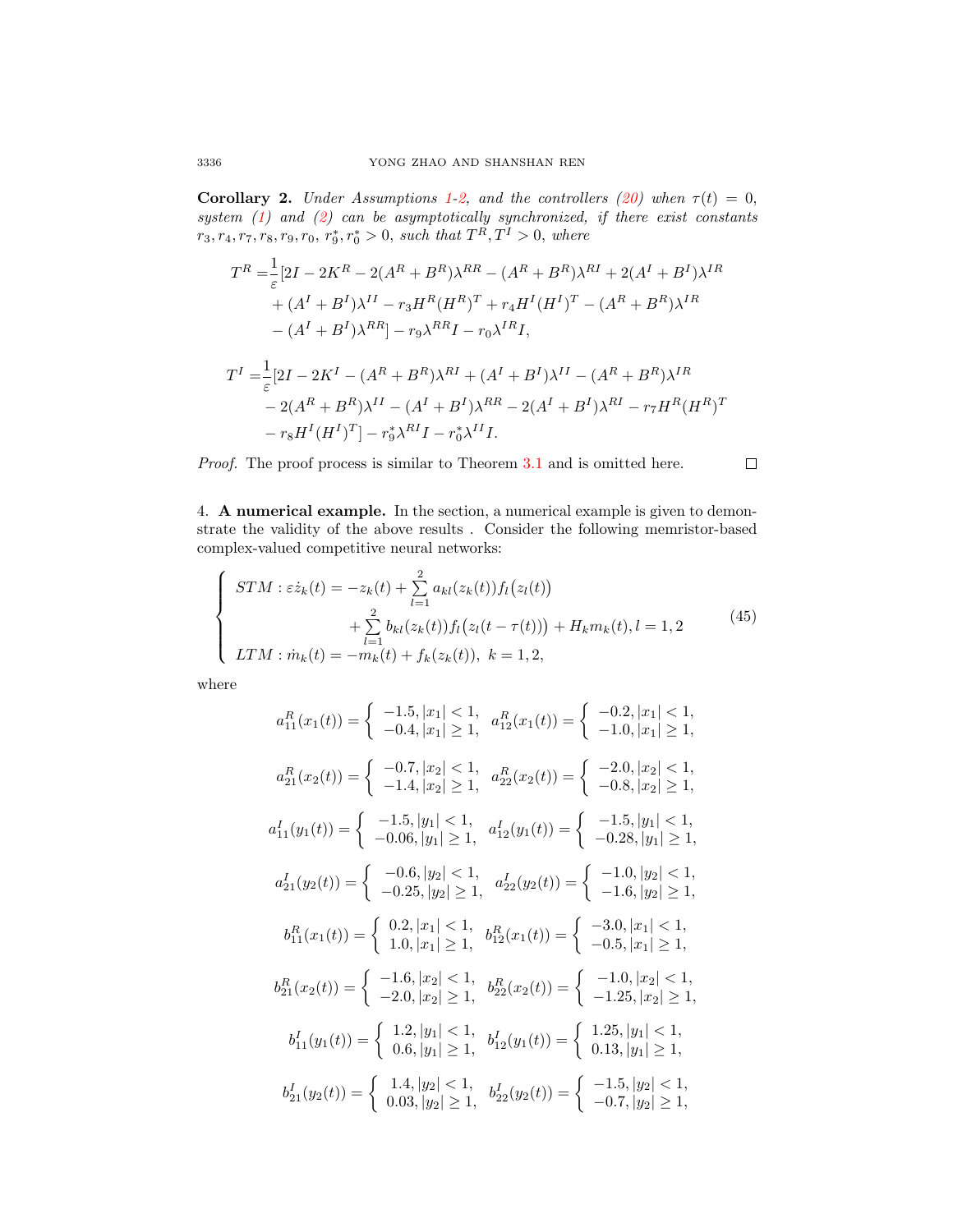**Corollary 2.** *Under Assumptions 1-2, and the controllers (20) when $\tau(t) = 0$, system (1) and (2) can be asymptotically synchronized, if there exist constants $r_3, r_4, r_7, r_8, r_9, r_0, r_9^*, r_0^* > 0$, such that $T^R, T^I > 0$, where*

$$
\begin{aligned}
T^R =& \frac{1}{\varepsilon}[2I - 2K^R - 2(A^R + B^R)\lambda^{RR} - (A^R + B^R)\lambda^{RI} + 2(A^I + B^I)\lambda^{IR} \\
&+ (A^I + B^I)\lambda^{II} - r_3 H^R (H^R)^T + r_4 H^I (H^I)^T - (A^R + B^R)\lambda^{IR} \\
&- (A^I + B^I)\lambda^{RR}] - r_9 \lambda^{RR} I - r_0 \lambda^{IR} I,
\end{aligned}
$$

$$
\begin{aligned}
T^I =& \frac{1}{\varepsilon}[2I - 2K^I - (A^R + B^R)\lambda^{RI} + (A^I + B^I)\lambda^{II} - (A^R + B^R)\lambda^{IR} \\
&- 2(A^R + B^R)\lambda^{II} - (A^I + B^I)\lambda^{RR} - 2(A^I + B^I)\lambda^{RI} - r_7 H^R (H^R)^T \\
&- r_8 H^I (H^I)^T] - r_9^* \lambda^{RI} I - r_0^* \lambda^{II} I.
\end{aligned}
$$

*Proof.* The proof process is similar to Theorem 3.1 and is omitted here. □

## 4. A numerical example.

In the section, a numerical example is given to demonstrate the validity of the above results . Consider the following memristor-based complex-valued competitive neural networks:

$$
\begin{cases}
STM : \varepsilon \dot{z}_k(t) = -z_k(t) + \sum\limits_{l=1}^{2} a_{kl}(z_k(t)) f_l\big(z_l(t)\big) \\
\qquad\qquad\qquad + \sum\limits_{l=1}^{2} b_{kl}(z_k(t)) f_l\big(z_l(t - \tau(t))\big) + H_k m_k(t), l = 1, 2 \\
LTM : \dot{m}_k(t) = -m_k(t) + f_k(z_k(t)),\ k = 1, 2,
\end{cases}
\tag{45}
$$

where

$$
a_{11}^R(x_1(t)) = \begin{cases} -1.5, |x_1| < 1, \\ -0.4, |x_1| \geq 1, \end{cases}\quad a_{12}^R(x_1(t)) = \begin{cases} -0.2, |x_1| < 1, \\ -1.0, |x_1| \geq 1, \end{cases}
$$

$$
a_{21}^R(x_2(t)) = \begin{cases} -0.7, |x_2| < 1, \\ -1.4, |x_2| \geq 1, \end{cases}\quad a_{22}^R(x_2(t)) = \begin{cases} -2.0, |x_2| < 1, \\ -0.8, |x_2| \geq 1, \end{cases}
$$

$$
a_{11}^I(y_1(t)) = \begin{cases} -1.5, |y_1| < 1, \\ -0.06, |y_1| \geq 1, \end{cases}\quad a_{12}^I(y_1(t)) = \begin{cases} -1.5, |y_1| < 1, \\ -0.28, |y_1| \geq 1, \end{cases}
$$

$$
a_{21}^I(y_2(t)) = \begin{cases} -0.6, |y_2| < 1, \\ -0.25, |y_2| \geq 1, \end{cases}\quad a_{22}^I(y_2(t)) = \begin{cases} -1.0, |y_2| < 1, \\ -1.6, |y_2| \geq 1, \end{cases}
$$

$$
b_{11}^R(x_1(t)) = \begin{cases} 0.2, |x_1| < 1, \\ 1.0, |x_1| \geq 1, \end{cases}\quad b_{12}^R(x_1(t)) = \begin{cases} -3.0, |x_1| < 1, \\ -0.5, |x_1| \geq 1, \end{cases}
$$

$$
b_{21}^R(x_2(t)) = \begin{cases} -1.6, |x_2| < 1, \\ -2.0, |x_2| \geq 1, \end{cases}\quad b_{22}^R(x_2(t)) = \begin{cases} -1.0, |x_2| < 1, \\ -1.25, |x_2| \geq 1, \end{cases}
$$

$$
b_{11}^I(y_1(t)) = \begin{cases} 1.2, |y_1| < 1, \\ 0.6, |y_1| \geq 1, \end{cases}\quad b_{12}^I(y_1(t)) = \begin{cases} 1.25, |y_1| < 1, \\ 0.13, |y_1| \geq 1, \end{cases}
$$

$$
b_{21}^I(y_2(t)) = \begin{cases} 1.4, |y_2| < 1, \\ 0.03, |y_2| \geq 1, \end{cases}\quad b_{22}^I(y_2(t)) = \begin{cases} -1.5, |y_2| < 1, \\ -0.7, |y_2| \geq 1, \end{cases}
$$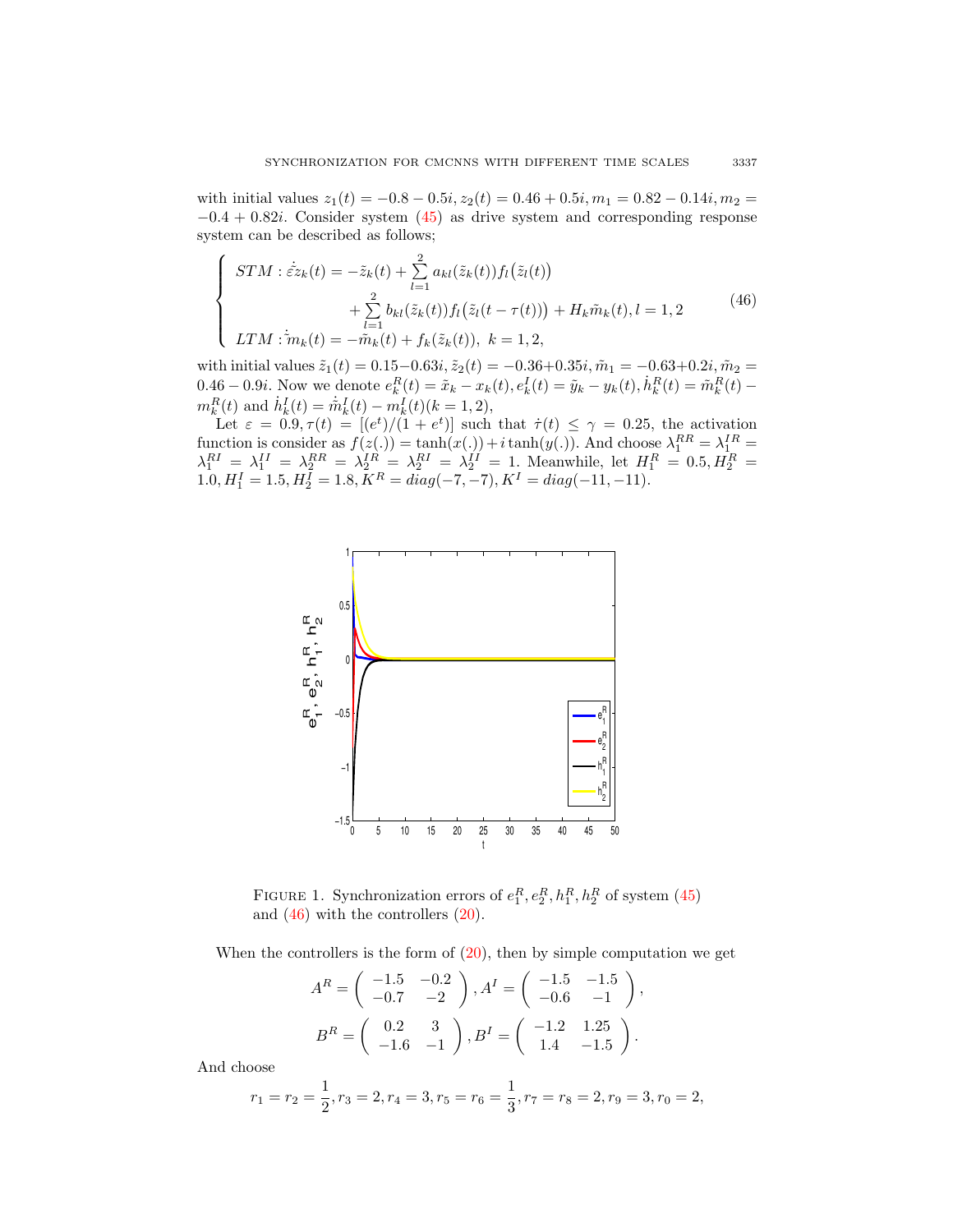with initial values $z_1(t) = -0.8 - 0.5i, z_2(t) = 0.46 + 0.5i, m_1 = 0.82 - 0.14i, m_2 = -0.4 + 0.82i$. Consider system (45) as drive system and corresponding response system can be described as follows;

$$
\begin{cases}
STM : \varepsilon\dot{\tilde{z}}_k(t) = -\tilde{z}_k(t) + \sum\limits_{l=1}^{2} a_{kl}(\tilde{z}_k(t)) f_l\big(\tilde{z}_l(t)\big) \\
\qquad\qquad + \sum\limits_{l=1}^{2} b_{kl}(\tilde{z}_k(t)) f_l\big(\tilde{z}_l(t-\tau(t))\big) + H_k \tilde{m}_k(t), l = 1,2 \\
LTM : \dot{\tilde{m}}_k(t) = -\tilde{m}_k(t) + f_k(\tilde{z}_k(t)),\ k = 1,2,
\end{cases}
\tag{46}
$$

with initial values $\tilde{z}_1(t) = 0.15 - 0.63i, \tilde{z}_2(t) = -0.36 + 0.35i, \tilde{m}_1 = -0.63 + 0.2i, \tilde{m}_2 = 0.46 - 0.9i$. Now we denote $e_k^R(t) = \tilde{x}_k - x_k(t), e_k^I(t) = \tilde{y}_k - y_k(t), \dot{h}_k^R(t) = \tilde{m}_k^R(t) - m_k^R(t)$ and $\dot{h}_k^I(t) = \dot{\tilde{m}}_k^I(t) - m_k^I(t) (k = 1, 2)$,

Let $\varepsilon = 0.9, \tau(t) = [(e^t)/(1 + e^t)]$ such that $\dot{\tau}(t) \le \gamma = 0.25$, the activation function is consider as $f(z(.)) = \tanh(x(.)) + i\tanh(y(.))$. And choose $\lambda_1^{RR} = \lambda_1^{IR} = \lambda_1^{RI} = \lambda_1^{II} = \lambda_2^{RR} = \lambda_2^{IR} = \lambda_2^{RI} = \lambda_2^{II} = 1$. Meanwhile, let $H_1^R = 0.5, H_2^R = 1.0, H_1^I = 1.5, H_2^I = 1.8, K^R = diag(-7, -7), K^I = diag(-11, -11)$.

FIGURE 1. Synchronization errors of $e_1^R, e_2^R, h_1^R, h_2^R$ of system (45) and (46) with the controllers (20).

When the controllers is the form of (20), then by simple computation we get

$$
A^R = \begin{pmatrix} -1.5 & -0.2 \\ -0.7 & -2 \end{pmatrix}, A^I = \begin{pmatrix} -1.5 & -1.5 \\ -0.6 & -1 \end{pmatrix},
$$

$$
B^R = \begin{pmatrix} 0.2 & 3 \\ -1.6 & -1 \end{pmatrix}, B^I = \begin{pmatrix} -1.2 & 1.25 \\ 1.4 & -1.5 \end{pmatrix}.
$$

And choose

$$
r_1 = r_2 = \frac{1}{2}, r_3 = 2, r_4 = 3, r_5 = r_6 = \frac{1}{3}, r_7 = r_8 = 2, r_9 = 3, r_0 = 2,
$$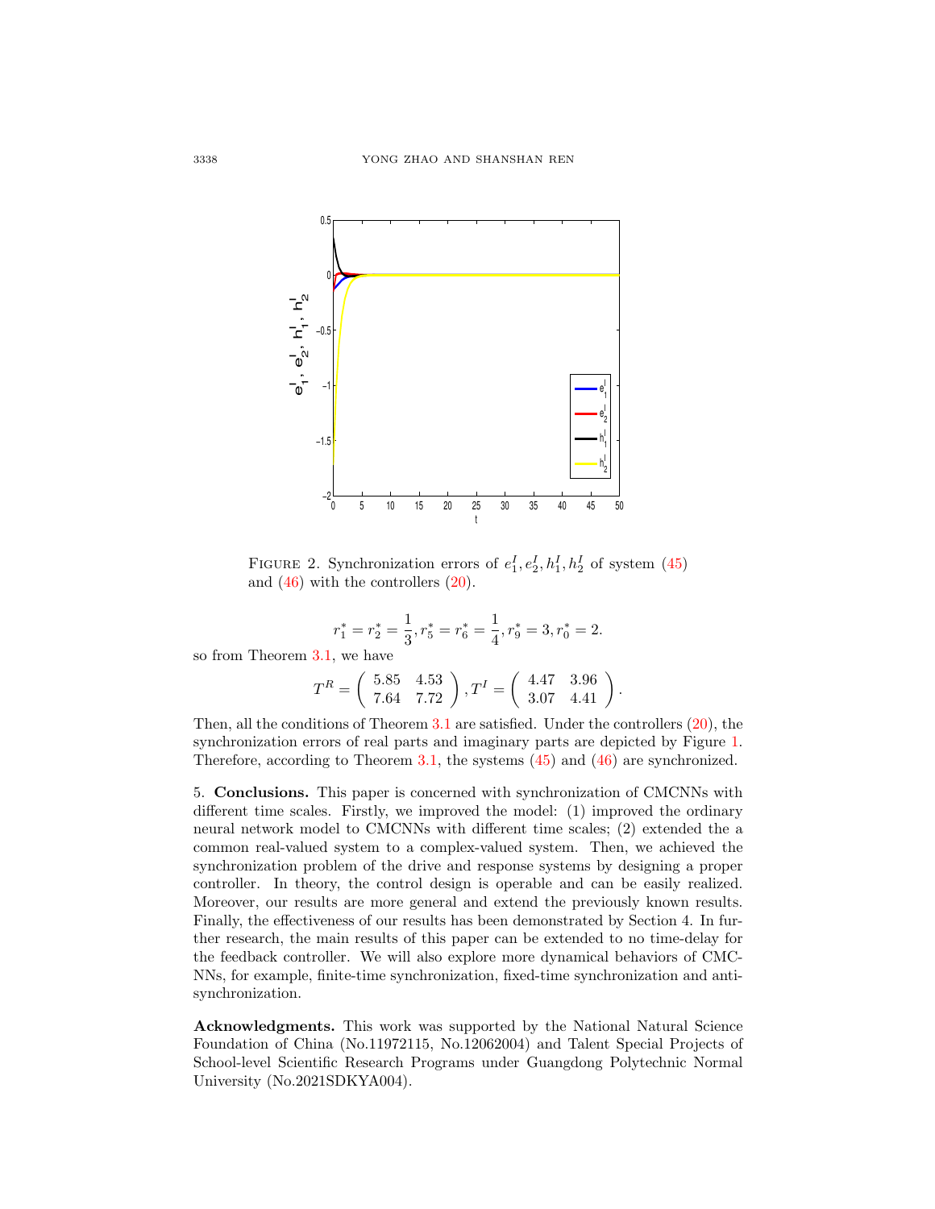FIGURE 2. Synchronization errors of $e_1^I, e_2^I, h_1^I, h_2^I$ of system (45) and (46) with the controllers (20).

$$r_1^* = r_2^* = \frac{1}{3}, r_5^* = r_6^* = \frac{1}{4}, r_9^* = 3, r_0^* = 2.$$

so from Theorem 3.1, we have

$$T^R = \begin{pmatrix} 5.85 & 4.53 \\ 7.64 & 7.72 \end{pmatrix}, T^I = \begin{pmatrix} 4.47 & 3.96 \\ 3.07 & 4.41 \end{pmatrix}.$$

Then, all the conditions of Theorem 3.1 are satisfied. Under the controllers (20), the synchronization errors of real parts and imaginary parts are depicted by Figure 1. Therefore, according to Theorem 3.1, the systems (45) and (46) are synchronized.

5. **Conclusions.** This paper is concerned with synchronization of CMCNNs with different time scales. Firstly, we improved the model: (1) improved the ordinary neural network model to CMCNNs with different time scales; (2) extended the a common real-valued system to a complex-valued system. Then, we achieved the synchronization problem of the drive and response systems by designing a proper controller. In theory, the control design is operable and can be easily realized. Moreover, our results are more general and extend the previously known results. Finally, the effectiveness of our results has been demonstrated by Section 4. In further research, the main results of this paper can be extended to no time-delay for the feedback controller. We will also explore more dynamical behaviors of CMCNNs, for example, finite-time synchronization, fixed-time synchronization and anti-synchronization.

**Acknowledgments.** This work was supported by the National Natural Science Foundation of China (No.11972115, No.12062004) and Talent Special Projects of School-level Scientific Research Programs under Guangdong Polytechnic Normal University (No.2021SDKYA004).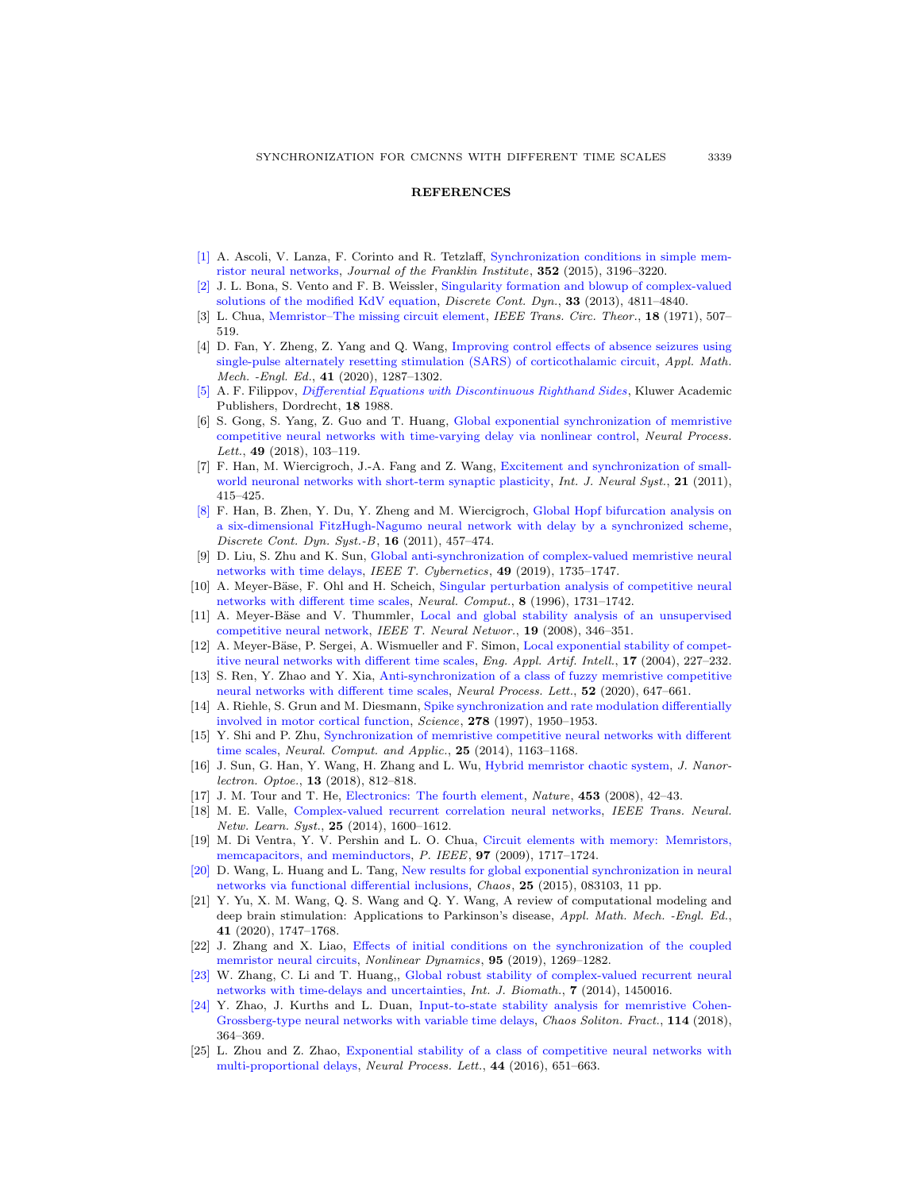## REFERENCES

[1] A. Ascoli, V. Lanza, F. Corinto and R. Tetzlaff, Synchronization conditions in simple memristor neural networks, *Journal of the Franklin Institute*, **352** (2015), 3196–3220.

[2] J. L. Bona, S. Vento and F. B. Weissler, Singularity formation and blowup of complex-valued solutions of the modified KdV equation, *Discrete Cont. Dyn.*, **33** (2013), 4811–4840.

[3] L. Chua, Memristor–The missing circuit element, *IEEE Trans. Circ. Theor.*, **18** (1971), 507–519.

[4] D. Fan, Y. Zheng, Z. Yang and Q. Wang, Improving control effects of absence seizures using single-pulse alternately resetting stimulation (SARS) of corticothalamic circuit, *Appl. Math. Mech. -Engl. Ed.*, **41** (2020), 1287–1302.

[5] A. F. Filippov, *Differential Equations with Discontinuous Righthand Sides*, Kluwer Academic Publishers, Dordrecht, **18** 1988.

[6] S. Gong, S. Yang, Z. Guo and T. Huang, Global exponential synchronization of memristive competitive neural networks with time-varying delay via nonlinear control, *Neural Process. Lett.*, **49** (2018), 103–119.

[7] F. Han, M. Wiercigroch, J.-A. Fang and Z. Wang, Excitement and synchronization of small-world neuronal networks with short-term synaptic plasticity, *Int. J. Neural Syst.*, **21** (2011), 415–425.

[8] F. Han, B. Zhen, Y. Du, Y. Zheng and M. Wiercigroch, Global Hopf bifurcation analysis on a six-dimensional FitzHugh-Nagumo neural network with delay by a synchronized scheme, *Discrete Cont. Dyn. Syst.-B*, **16** (2011), 457–474.

[9] D. Liu, S. Zhu and K. Sun, Global anti-synchronization of complex-valued memristive neural networks with time delays, *IEEE T. Cybernetics*, **49** (2019), 1735–1747.

[10] A. Meyer-Bäse, F. Ohl and H. Scheich, Singular perturbation analysis of competitive neural networks with different time scales, *Neural. Comput.*, **8** (1996), 1731–1742.

[11] A. Meyer-Bäse and V. Thummler, Local and global stability analysis of an unsupervised competitive neural network, *IEEE T. Neural Networ.*, **19** (2008), 346–351.

[12] A. Meyer-Bäse, P. Sergei, A. Wismueller and F. Simon, Local exponential stability of competitive neural networks with different time scales, *Eng. Appl. Artif. Intell.*, **17** (2004), 227–232.

[13] S. Ren, Y. Zhao and Y. Xia, Anti-synchronization of a class of fuzzy memristive competitive neural networks with different time scales, *Neural Process. Lett.*, **52** (2020), 647–661.

[14] A. Riehle, S. Grun and M. Diesmann, Spike synchronization and rate modulation differentially involved in motor cortical function, *Science*, **278** (1997), 1950–1953.

[15] Y. Shi and P. Zhu, Synchronization of memristive competitive neural networks with different time scales, *Neural. Comput. and Applic.*, **25** (2014), 1163–1168.

[16] J. Sun, G. Han, Y. Wang, H. Zhang and L. Wu, Hybrid memristor chaotic system, *J. Nanorlectron. Optoe.*, **13** (2018), 812–818.

[17] J. M. Tour and T. He, Electronics: The fourth element, *Nature*, **453** (2008), 42–43.

[18] M. E. Valle, Complex-valued recurrent correlation neural networks, *IEEE Trans. Neural. Netw. Learn. Syst.*, **25** (2014), 1600–1612.

[19] M. Di Ventra, Y. V. Pershin and L. O. Chua, Circuit elements with memory: Memristors, memcapacitors, and meminductors, *P. IEEE*, **97** (2009), 1717–1724.

[20] D. Wang, L. Huang and L. Tang, New results for global exponential synchronization in neural networks via functional differential inclusions, *Chaos*, **25** (2015), 083103, 11 pp.

[21] Y. Yu, X. M. Wang, Q. S. Wang and Q. Y. Wang, A review of computational modeling and deep brain stimulation: Applications to Parkinson's disease, *Appl. Math. Mech. -Engl. Ed.*, **41** (2020), 1747–1768.

[22] J. Zhang and X. Liao, Effects of initial conditions on the synchronization of the coupled memristor neural circuits, *Nonlinear Dynamics*, **95** (2019), 1269–1282.

[23] W. Zhang, C. Li and T. Huang,, Global robust stability of complex-valued recurrent neural networks with time-delays and uncertainties, *Int. J. Biomath.*, **7** (2014), 1450016.

[24] Y. Zhao, J. Kurths and L. Duan, Input-to-state stability analysis for memristive Cohen-Grossberg-type neural networks with variable time delays, *Chaos Soliton. Fract.*, **114** (2018), 364–369.

[25] L. Zhou and Z. Zhao, Exponential stability of a class of competitive neural networks with multi-proportional delays, *Neural Process. Lett.*, **44** (2016), 651–663.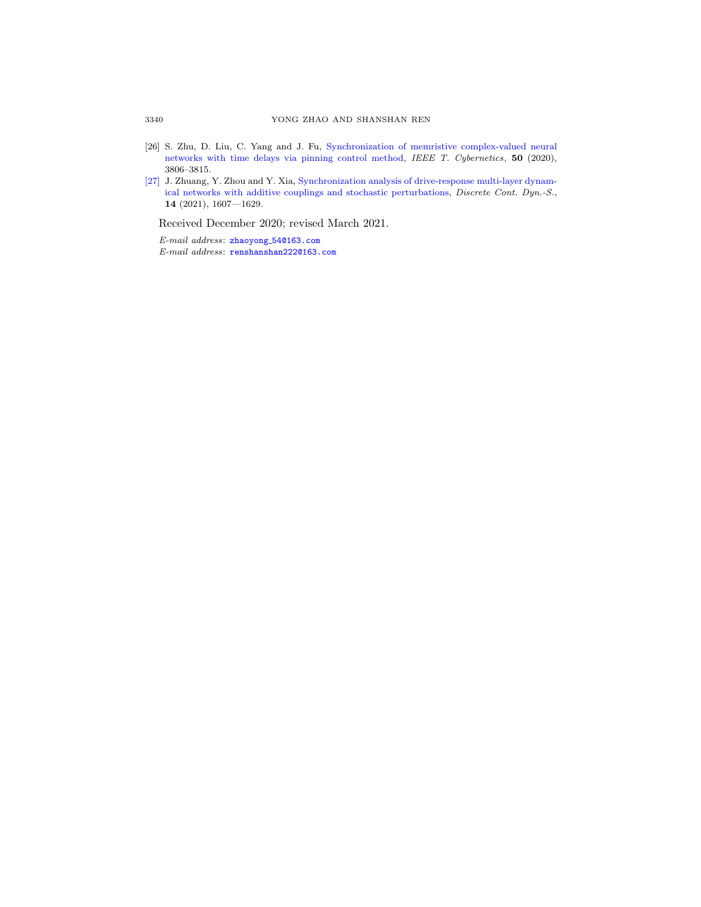[26] S. Zhu, D. Liu, C. Yang and J. Fu, Synchronization of memristive complex-valued neural networks with time delays via pinning control method, *IEEE T. Cybernetics*, **50** (2020), 3806–3815.

[27] J. Zhuang, Y. Zhou and Y. Xia, Synchronization analysis of drive-response multi-layer dynamical networks with additive couplings and stochastic perturbations, *Discrete Cont. Dyn.-S.*, **14** (2021), 1607—1629.

Received December 2020; revised March 2021.

*E-mail address*: zhaoyong_54@163.com
*E-mail address*: renshanshan222@163.com